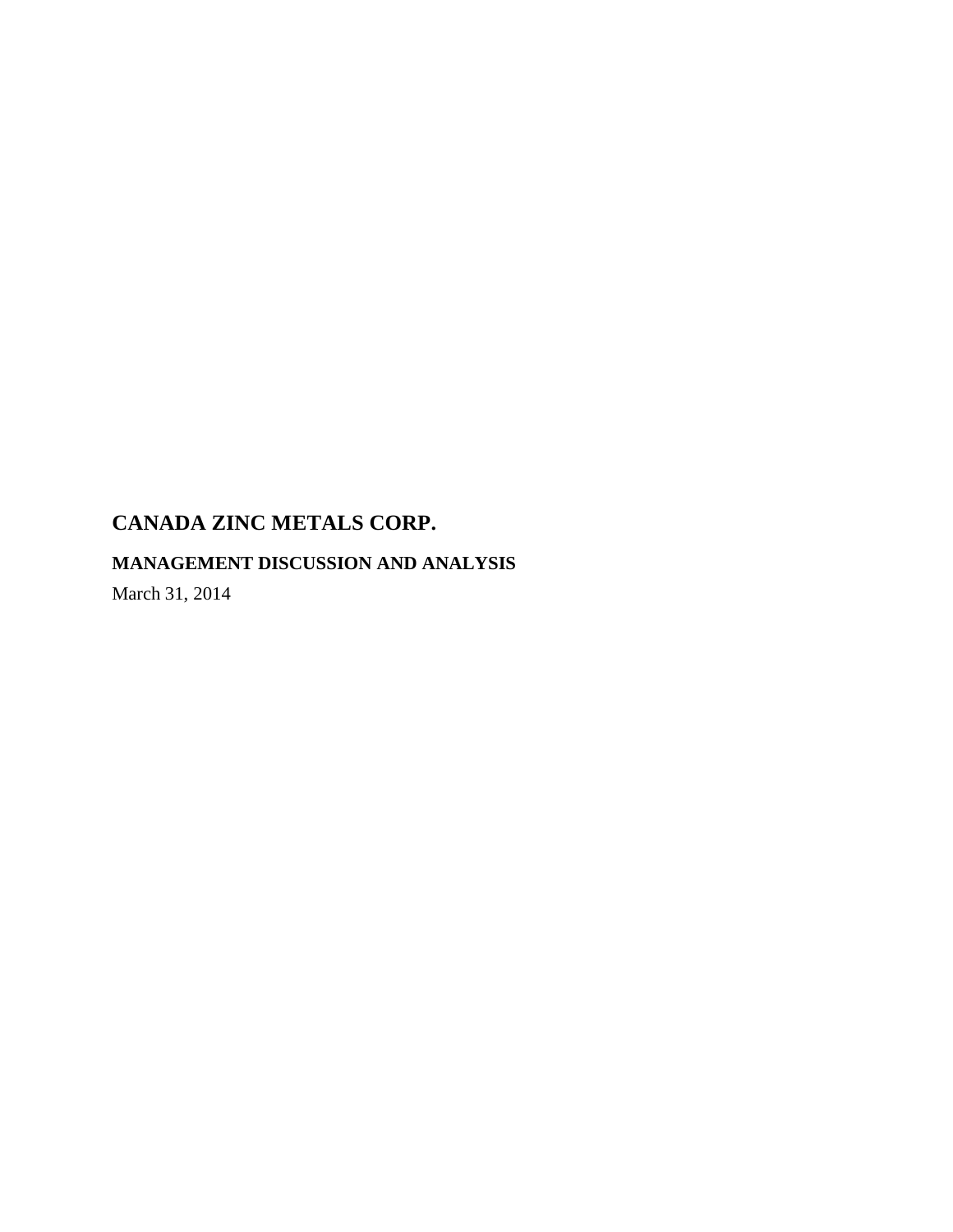# CANADA ZINC METALS CORP.

## MANAGEMENT DISCUSSION AND ANALYSIS

March 31, 2014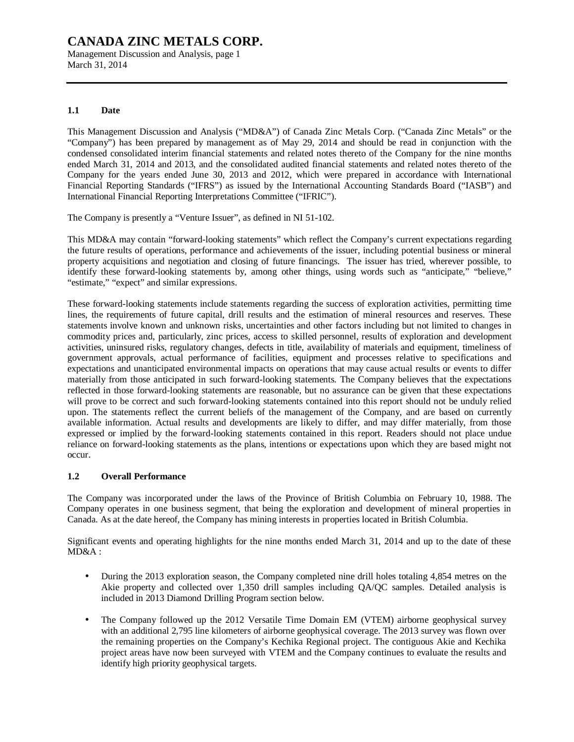# CANADA ZINC METALS CORP.

Management Discussion and Analysis, page 1
March 31, 2014

## 1.1 Date

This Management Discussion and Analysis ("MD&A") of Canada Zinc Metals Corp. ("Canada Zinc Metals" or the "Company") has been prepared by management as of May 29, 2014 and should be read in conjunction with the condensed consolidated interim financial statements and related notes thereto of the Company for the nine months ended March 31, 2014 and 2013, and the consolidated audited financial statements and related notes thereto of the Company for the years ended June 30, 2013 and 2012, which were prepared in accordance with International Financial Reporting Standards ("IFRS") as issued by the International Accounting Standards Board ("IASB") and International Financial Reporting Interpretations Committee ("IFRIC").

The Company is presently a "Venture Issuer", as defined in NI 51-102.

This MD&A may contain "forward-looking statements" which reflect the Company's current expectations regarding the future results of operations, performance and achievements of the issuer, including potential business or mineral property acquisitions and negotiation and closing of future financings. The issuer has tried, wherever possible, to identify these forward-looking statements by, among other things, using words such as "anticipate," "believe," "estimate," "expect" and similar expressions.

These forward-looking statements include statements regarding the success of exploration activities, permitting time lines, the requirements of future capital, drill results and the estimation of mineral resources and reserves. These statements involve known and unknown risks, uncertainties and other factors including but not limited to changes in commodity prices and, particularly, zinc prices, access to skilled personnel, results of exploration and development activities, uninsured risks, regulatory changes, defects in title, availability of materials and equipment, timeliness of government approvals, actual performance of facilities, equipment and processes relative to specifications and expectations and unanticipated environmental impacts on operations that may cause actual results or events to differ materially from those anticipated in such forward-looking statements. The Company believes that the expectations reflected in those forward-looking statements are reasonable, but no assurance can be given that these expectations will prove to be correct and such forward-looking statements contained into this report should not be unduly relied upon. The statements reflect the current beliefs of the management of the Company, and are based on currently available information. Actual results and developments are likely to differ, and may differ materially, from those expressed or implied by the forward-looking statements contained in this report. Readers should not place undue reliance on forward-looking statements as the plans, intentions or expectations upon which they are based might not occur.

## 1.2 Overall Performance

The Company was incorporated under the laws of the Province of British Columbia on February 10, 1988. The Company operates in one business segment, that being the exploration and development of mineral properties in Canada. As at the date hereof, the Company has mining interests in properties located in British Columbia.

Significant events and operating highlights for the nine months ended March 31, 2014 and up to the date of these MD&A :

- During the 2013 exploration season, the Company completed nine drill holes totaling 4,854 metres on the Akie property and collected over 1,350 drill samples including QA/QC samples. Detailed analysis is included in 2013 Diamond Drilling Program section below.
- The Company followed up the 2012 Versatile Time Domain EM (VTEM) airborne geophysical survey with an additional 2,795 line kilometers of airborne geophysical coverage. The 2013 survey was flown over the remaining properties on the Company's Kechika Regional project. The contiguous Akie and Kechika project areas have now been surveyed with VTEM and the Company continues to evaluate the results and identify high priority geophysical targets.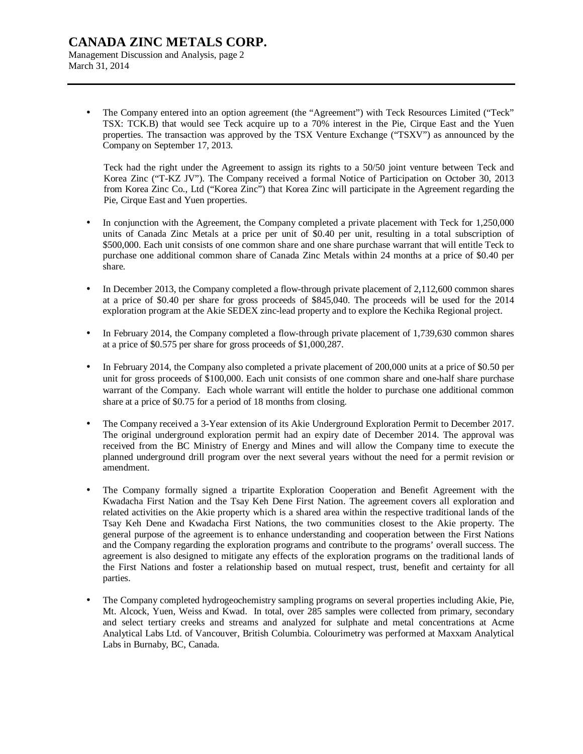- The Company entered into an option agreement (the "Agreement") with Teck Resources Limited ("Teck" TSX: TCK.B) that would see Teck acquire up to a 70% interest in the Pie, Cirque East and the Yuen properties. The transaction was approved by the TSX Venture Exchange ("TSXV") as announced by the Company on September 17, 2013.

  Teck had the right under the Agreement to assign its rights to a 50/50 joint venture between Teck and Korea Zinc ("T-KZ JV"). The Company received a formal Notice of Participation on October 30, 2013 from Korea Zinc Co., Ltd ("Korea Zinc") that Korea Zinc will participate in the Agreement regarding the Pie, Cirque East and Yuen properties.

- In conjunction with the Agreement, the Company completed a private placement with Teck for 1,250,000 units of Canada Zinc Metals at a price per unit of $0.40 per unit, resulting in a total subscription of $500,000. Each unit consists of one common share and one share purchase warrant that will entitle Teck to purchase one additional common share of Canada Zinc Metals within 24 months at a price of $0.40 per share.

- In December 2013, the Company completed a flow-through private placement of 2,112,600 common shares at a price of $0.40 per share for gross proceeds of $845,040. The proceeds will be used for the 2014 exploration program at the Akie SEDEX zinc-lead property and to explore the Kechika Regional project.

- In February 2014, the Company completed a flow-through private placement of 1,739,630 common shares at a price of $0.575 per share for gross proceeds of $1,000,287.

- In February 2014, the Company also completed a private placement of 200,000 units at a price of $0.50 per unit for gross proceeds of $100,000. Each unit consists of one common share and one-half share purchase warrant of the Company. Each whole warrant will entitle the holder to purchase one additional common share at a price of $0.75 for a period of 18 months from closing.

- The Company received a 3-Year extension of its Akie Underground Exploration Permit to December 2017. The original underground exploration permit had an expiry date of December 2014. The approval was received from the BC Ministry of Energy and Mines and will allow the Company time to execute the planned underground drill program over the next several years without the need for a permit revision or amendment.

- The Company formally signed a tripartite Exploration Cooperation and Benefit Agreement with the Kwadacha First Nation and the Tsay Keh Dene First Nation. The agreement covers all exploration and related activities on the Akie property which is a shared area within the respective traditional lands of the Tsay Keh Dene and Kwadacha First Nations, the two communities closest to the Akie property. The general purpose of the agreement is to enhance understanding and cooperation between the First Nations and the Company regarding the exploration programs and contribute to the programs' overall success. The agreement is also designed to mitigate any effects of the exploration programs on the traditional lands of the First Nations and foster a relationship based on mutual respect, trust, benefit and certainty for all parties.

- The Company completed hydrogeochemistry sampling programs on several properties including Akie, Pie, Mt. Alcock, Yuen, Weiss and Kwad. In total, over 285 samples were collected from primary, secondary and select tertiary creeks and streams and analyzed for sulphate and metal concentrations at Acme Analytical Labs Ltd. of Vancouver, British Columbia. Colourimetry was performed at Maxxam Analytical Labs in Burnaby, BC, Canada.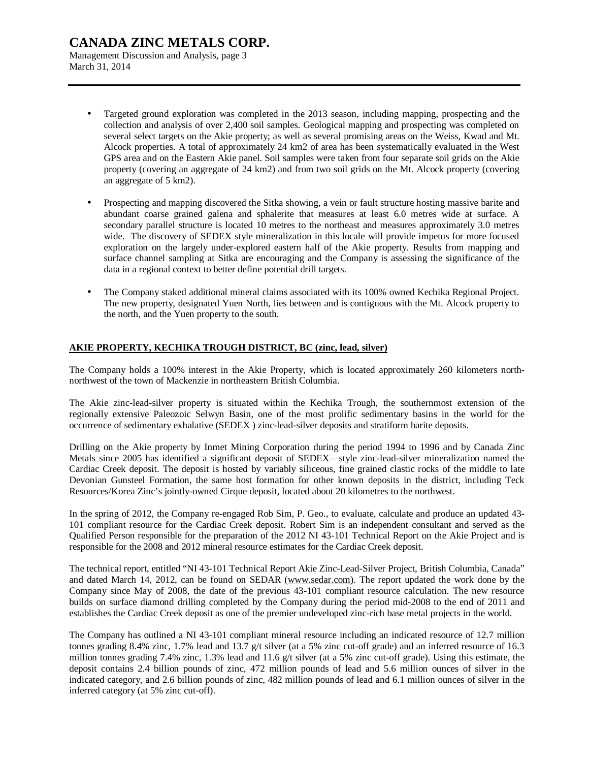- Targeted ground exploration was completed in the 2013 season, including mapping, prospecting and the collection and analysis of over 2,400 soil samples. Geological mapping and prospecting was completed on several select targets on the Akie property; as well as several promising areas on the Weiss, Kwad and Mt. Alcock properties. A total of approximately 24 km2 of area has been systematically evaluated in the West GPS area and on the Eastern Akie panel. Soil samples were taken from four separate soil grids on the Akie property (covering an aggregate of 24 km2) and from two soil grids on the Mt. Alcock property (covering an aggregate of 5 km2).

- Prospecting and mapping discovered the Sitka showing, a vein or fault structure hosting massive barite and abundant coarse grained galena and sphalerite that measures at least 6.0 metres wide at surface. A secondary parallel structure is located 10 metres to the northeast and measures approximately 3.0 metres wide. The discovery of SEDEX style mineralization in this locale will provide impetus for more focused exploration on the largely under-explored eastern half of the Akie property. Results from mapping and surface channel sampling at Sitka are encouraging and the Company is assessing the significance of the data in a regional context to better define potential drill targets.

- The Company staked additional mineral claims associated with its 100% owned Kechika Regional Project. The new property, designated Yuen North, lies between and is contiguous with the Mt. Alcock property to the north, and the Yuen property to the south.

## AKIE PROPERTY, KECHIKA TROUGH DISTRICT, BC (zinc, lead, silver)

The Company holds a 100% interest in the Akie Property, which is located approximately 260 kilometers north-northwest of the town of Mackenzie in northeastern British Columbia.

The Akie zinc-lead-silver property is situated within the Kechika Trough, the southernmost extension of the regionally extensive Paleozoic Selwyn Basin, one of the most prolific sedimentary basins in the world for the occurrence of sedimentary exhalative (SEDEX ) zinc-lead-silver deposits and stratiform barite deposits.

Drilling on the Akie property by Inmet Mining Corporation during the period 1994 to 1996 and by Canada Zinc Metals since 2005 has identified a significant deposit of SEDEX—style zinc-lead-silver mineralization named the Cardiac Creek deposit. The deposit is hosted by variably siliceous, fine grained clastic rocks of the middle to late Devonian Gunsteel Formation, the same host formation for other known deposits in the district, including Teck Resources/Korea Zinc's jointly-owned Cirque deposit, located about 20 kilometres to the northwest.

In the spring of 2012, the Company re-engaged Rob Sim, P. Geo., to evaluate, calculate and produce an updated 43-101 compliant resource for the Cardiac Creek deposit. Robert Sim is an independent consultant and served as the Qualified Person responsible for the preparation of the 2012 NI 43-101 Technical Report on the Akie Project and is responsible for the 2008 and 2012 mineral resource estimates for the Cardiac Creek deposit.

The technical report, entitled "NI 43-101 Technical Report Akie Zinc-Lead-Silver Project, British Columbia, Canada" and dated March 14, 2012, can be found on SEDAR (www.sedar.com). The report updated the work done by the Company since May of 2008, the date of the previous 43-101 compliant resource calculation. The new resource builds on surface diamond drilling completed by the Company during the period mid-2008 to the end of 2011 and establishes the Cardiac Creek deposit as one of the premier undeveloped zinc-rich base metal projects in the world.

The Company has outlined a NI 43-101 compliant mineral resource including an indicated resource of 12.7 million tonnes grading 8.4% zinc, 1.7% lead and 13.7 g/t silver (at a 5% zinc cut-off grade) and an inferred resource of 16.3 million tonnes grading 7.4% zinc, 1.3% lead and 11.6 g/t silver (at a 5% zinc cut-off grade). Using this estimate, the deposit contains 2.4 billion pounds of zinc, 472 million pounds of lead and 5.6 million ounces of silver in the indicated category, and 2.6 billion pounds of zinc, 482 million pounds of lead and 6.1 million ounces of silver in the inferred category (at 5% zinc cut-off).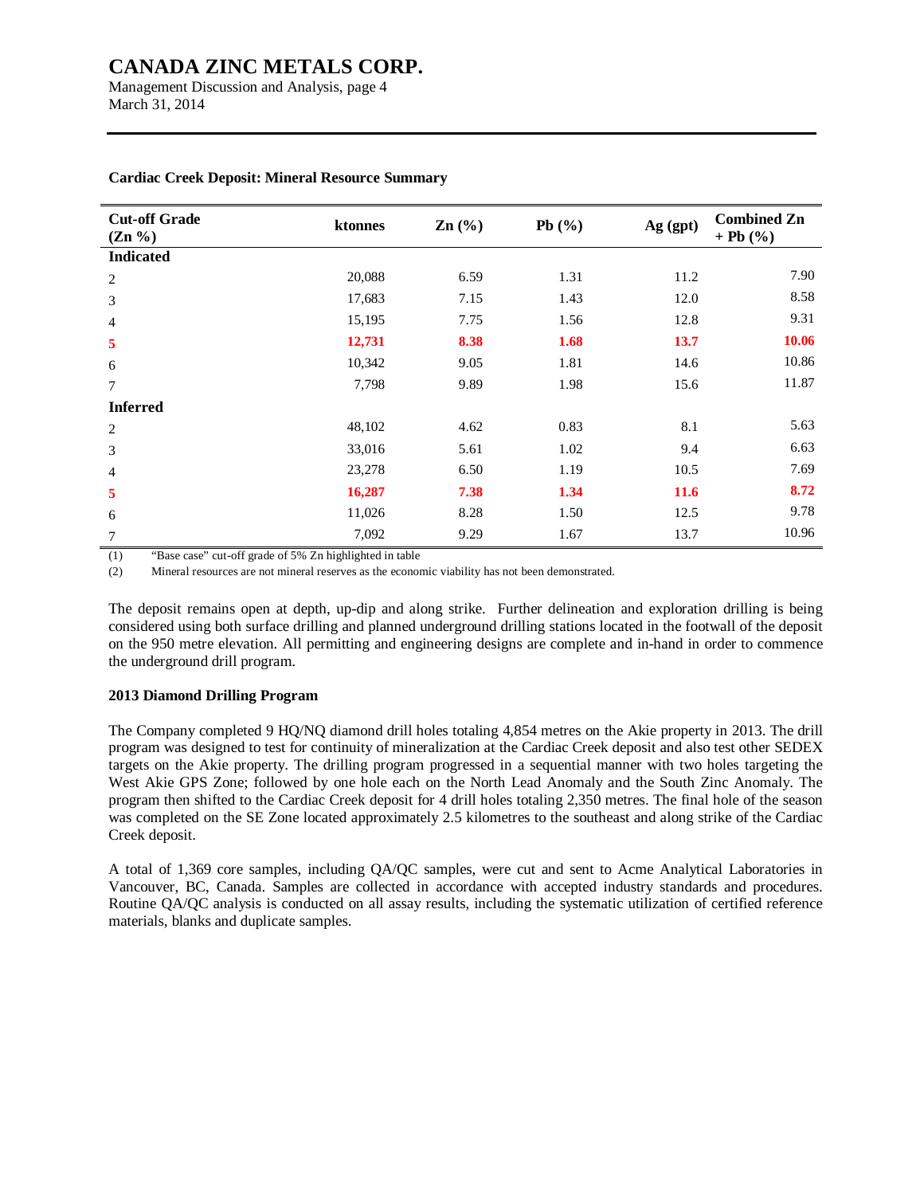**Cardiac Creek Deposit: Mineral Resource Summary**

| Cut-off Grade (Zn %) | ktonnes | Zn (%) | Pb (%) | Ag (gpt) | Combined Zn + Pb (%) |
|---|---|---|---|---|---|
| **Indicated** | | | | | |
| 2 | 20,088 | 6.59 | 1.31 | 11.2 | 7.90 |
| 3 | 17,683 | 7.15 | 1.43 | 12.0 | 8.58 |
| 4 | 15,195 | 7.75 | 1.56 | 12.8 | 9.31 |
| **5** | **12,731** | **8.38** | **1.68** | **13.7** | **10.06** |
| 6 | 10,342 | 9.05 | 1.81 | 14.6 | 10.86 |
| 7 | 7,798 | 9.89 | 1.98 | 15.6 | 11.87 |
| **Inferred** | | | | | |
| 2 | 48,102 | 4.62 | 0.83 | 8.1 | 5.63 |
| 3 | 33,016 | 5.61 | 1.02 | 9.4 | 6.63 |
| 4 | 23,278 | 6.50 | 1.19 | 10.5 | 7.69 |
| **5** | **16,287** | **7.38** | **1.34** | **11.6** | **8.72** |
| 6 | 11,026 | 8.28 | 1.50 | 12.5 | 9.78 |
| 7 | 7,092 | 9.29 | 1.67 | 13.7 | 10.96 |

(1) "Base case" cut-off grade of 5% Zn highlighted in table
(2) Mineral resources are not mineral reserves as the economic viability has not been demonstrated.

The deposit remains open at depth, up-dip and along strike. Further delineation and exploration drilling is being considered using both surface drilling and planned underground drilling stations located in the footwall of the deposit on the 950 metre elevation. All permitting and engineering designs are complete and in-hand in order to commence the underground drill program.

**2013 Diamond Drilling Program**

The Company completed 9 HQ/NQ diamond drill holes totaling 4,854 metres on the Akie property in 2013. The drill program was designed to test for continuity of mineralization at the Cardiac Creek deposit and also test other SEDEX targets on the Akie property. The drilling program progressed in a sequential manner with two holes targeting the West Akie GPS Zone; followed by one hole each on the North Lead Anomaly and the South Zinc Anomaly. The program then shifted to the Cardiac Creek deposit for 4 drill holes totaling 2,350 metres. The final hole of the season was completed on the SE Zone located approximately 2.5 kilometres to the southeast and along strike of the Cardiac Creek deposit.

A total of 1,369 core samples, including QA/QC samples, were cut and sent to Acme Analytical Laboratories in Vancouver, BC, Canada. Samples are collected in accordance with accepted industry standards and procedures. Routine QA/QC analysis is conducted on all assay results, including the systematic utilization of certified reference materials, blanks and duplicate samples.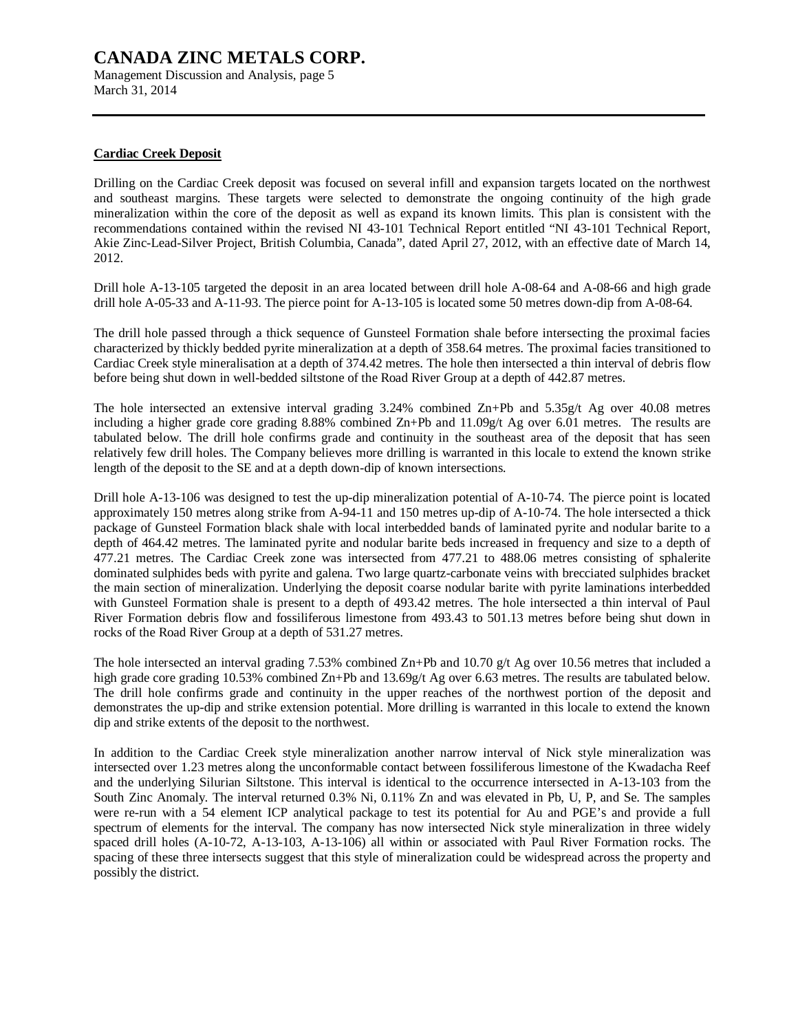## Cardiac Creek Deposit

Drilling on the Cardiac Creek deposit was focused on several infill and expansion targets located on the northwest and southeast margins. These targets were selected to demonstrate the ongoing continuity of the high grade mineralization within the core of the deposit as well as expand its known limits. This plan is consistent with the recommendations contained within the revised NI 43-101 Technical Report entitled "NI 43-101 Technical Report, Akie Zinc-Lead-Silver Project, British Columbia, Canada", dated April 27, 2012, with an effective date of March 14, 2012.

Drill hole A-13-105 targeted the deposit in an area located between drill hole A-08-64 and A-08-66 and high grade drill hole A-05-33 and A-11-93. The pierce point for A-13-105 is located some 50 metres down-dip from A-08-64.

The drill hole passed through a thick sequence of Gunsteel Formation shale before intersecting the proximal facies characterized by thickly bedded pyrite mineralization at a depth of 358.64 metres. The proximal facies transitioned to Cardiac Creek style mineralisation at a depth of 374.42 metres. The hole then intersected a thin interval of debris flow before being shut down in well-bedded siltstone of the Road River Group at a depth of 442.87 metres.

The hole intersected an extensive interval grading 3.24% combined Zn+Pb and 5.35g/t Ag over 40.08 metres including a higher grade core grading 8.88% combined Zn+Pb and 11.09g/t Ag over 6.01 metres. The results are tabulated below. The drill hole confirms grade and continuity in the southeast area of the deposit that has seen relatively few drill holes. The Company believes more drilling is warranted in this locale to extend the known strike length of the deposit to the SE and at a depth down-dip of known intersections.

Drill hole A-13-106 was designed to test the up-dip mineralization potential of A-10-74. The pierce point is located approximately 150 metres along strike from A-94-11 and 150 metres up-dip of A-10-74. The hole intersected a thick package of Gunsteel Formation black shale with local interbedded bands of laminated pyrite and nodular barite to a depth of 464.42 metres. The laminated pyrite and nodular barite beds increased in frequency and size to a depth of 477.21 metres. The Cardiac Creek zone was intersected from 477.21 to 488.06 metres consisting of sphalerite dominated sulphides beds with pyrite and galena. Two large quartz-carbonate veins with brecciated sulphides bracket the main section of mineralization. Underlying the deposit coarse nodular barite with pyrite laminations interbedded with Gunsteel Formation shale is present to a depth of 493.42 metres. The hole intersected a thin interval of Paul River Formation debris flow and fossiliferous limestone from 493.43 to 501.13 metres before being shut down in rocks of the Road River Group at a depth of 531.27 metres.

The hole intersected an interval grading 7.53% combined Zn+Pb and 10.70 g/t Ag over 10.56 metres that included a high grade core grading 10.53% combined Zn+Pb and 13.69g/t Ag over 6.63 metres. The results are tabulated below. The drill hole confirms grade and continuity in the upper reaches of the northwest portion of the deposit and demonstrates the up-dip and strike extension potential. More drilling is warranted in this locale to extend the known dip and strike extents of the deposit to the northwest.

In addition to the Cardiac Creek style mineralization another narrow interval of Nick style mineralization was intersected over 1.23 metres along the unconformable contact between fossiliferous limestone of the Kwadacha Reef and the underlying Silurian Siltstone. This interval is identical to the occurrence intersected in A-13-103 from the South Zinc Anomaly. The interval returned 0.3% Ni, 0.11% Zn and was elevated in Pb, U, P, and Se. The samples were re-run with a 54 element ICP analytical package to test its potential for Au and PGE's and provide a full spectrum of elements for the interval. The company has now intersected Nick style mineralization in three widely spaced drill holes (A-10-72, A-13-103, A-13-106) all within or associated with Paul River Formation rocks. The spacing of these three intersects suggest that this style of mineralization could be widespread across the property and possibly the district.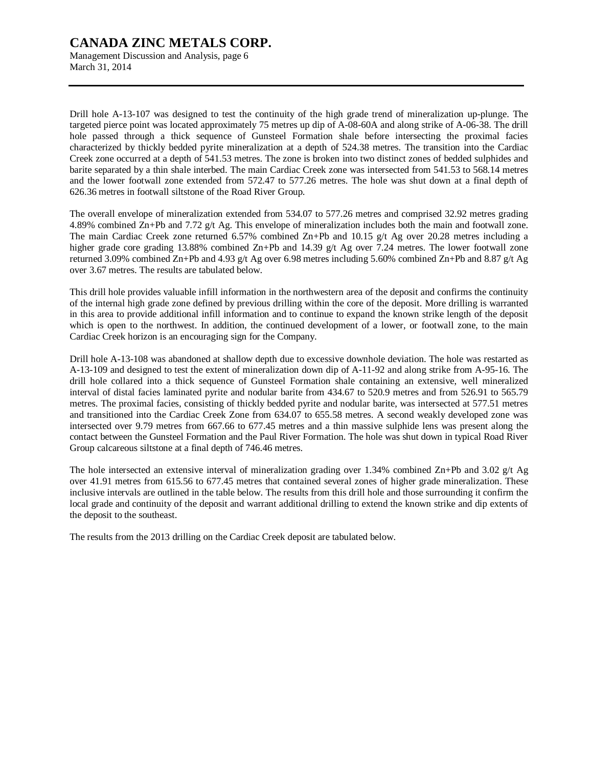Drill hole A-13-107 was designed to test the continuity of the high grade trend of mineralization up-plunge. The targeted pierce point was located approximately 75 metres up dip of A-08-60A and along strike of A-06-38. The drill hole passed through a thick sequence of Gunsteel Formation shale before intersecting the proximal facies characterized by thickly bedded pyrite mineralization at a depth of 524.38 metres. The transition into the Cardiac Creek zone occurred at a depth of 541.53 metres. The zone is broken into two distinct zones of bedded sulphides and barite separated by a thin shale interbed. The main Cardiac Creek zone was intersected from 541.53 to 568.14 metres and the lower footwall zone extended from 572.47 to 577.26 metres. The hole was shut down at a final depth of 626.36 metres in footwall siltstone of the Road River Group.

The overall envelope of mineralization extended from 534.07 to 577.26 metres and comprised 32.92 metres grading 4.89% combined Zn+Pb and 7.72 g/t Ag. This envelope of mineralization includes both the main and footwall zone. The main Cardiac Creek zone returned 6.57% combined Zn+Pb and 10.15 g/t Ag over 20.28 metres including a higher grade core grading 13.88% combined Zn+Pb and 14.39 g/t Ag over 7.24 metres. The lower footwall zone returned 3.09% combined Zn+Pb and 4.93 g/t Ag over 6.98 metres including 5.60% combined Zn+Pb and 8.87 g/t Ag over 3.67 metres. The results are tabulated below.

This drill hole provides valuable infill information in the northwestern area of the deposit and confirms the continuity of the internal high grade zone defined by previous drilling within the core of the deposit. More drilling is warranted in this area to provide additional infill information and to continue to expand the known strike length of the deposit which is open to the northwest. In addition, the continued development of a lower, or footwall zone, to the main Cardiac Creek horizon is an encouraging sign for the Company.

Drill hole A-13-108 was abandoned at shallow depth due to excessive downhole deviation. The hole was restarted as A-13-109 and designed to test the extent of mineralization down dip of A-11-92 and along strike from A-95-16. The drill hole collared into a thick sequence of Gunsteel Formation shale containing an extensive, well mineralized interval of distal facies laminated pyrite and nodular barite from 434.67 to 520.9 metres and from 526.91 to 565.79 metres. The proximal facies, consisting of thickly bedded pyrite and nodular barite, was intersected at 577.51 metres and transitioned into the Cardiac Creek Zone from 634.07 to 655.58 metres. A second weakly developed zone was intersected over 9.79 metres from 667.66 to 677.45 metres and a thin massive sulphide lens was present along the contact between the Gunsteel Formation and the Paul River Formation. The hole was shut down in typical Road River Group calcareous siltstone at a final depth of 746.46 metres.

The hole intersected an extensive interval of mineralization grading over 1.34% combined Zn+Pb and 3.02 g/t Ag over 41.91 metres from 615.56 to 677.45 metres that contained several zones of higher grade mineralization. These inclusive intervals are outlined in the table below. The results from this drill hole and those surrounding it confirm the local grade and continuity of the deposit and warrant additional drilling to extend the known strike and dip extents of the deposit to the southeast.

The results from the 2013 drilling on the Cardiac Creek deposit are tabulated below.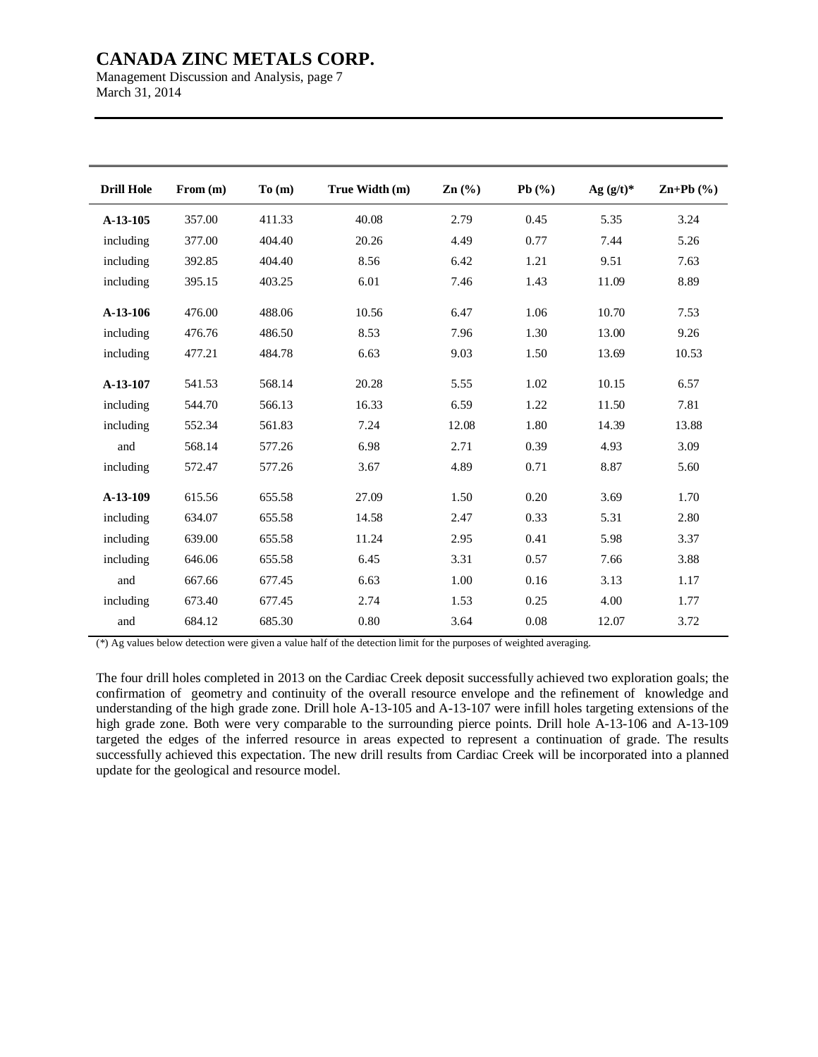| Drill Hole | From (m) | To (m) | True Width (m) | Zn (%) | Pb (%) | Ag (g/t)* | Zn+Pb (%) |
|---|---|---|---|---|---|---|---|
| **A-13-105** | 357.00 | 411.33 | 40.08 | 2.79 | 0.45 | 5.35 | 3.24 |
| including | 377.00 | 404.40 | 20.26 | 4.49 | 0.77 | 7.44 | 5.26 |
| including | 392.85 | 404.40 | 8.56 | 6.42 | 1.21 | 9.51 | 7.63 |
| including | 395.15 | 403.25 | 6.01 | 7.46 | 1.43 | 11.09 | 8.89 |
| **A-13-106** | 476.00 | 488.06 | 10.56 | 6.47 | 1.06 | 10.70 | 7.53 |
| including | 476.76 | 486.50 | 8.53 | 7.96 | 1.30 | 13.00 | 9.26 |
| including | 477.21 | 484.78 | 6.63 | 9.03 | 1.50 | 13.69 | 10.53 |
| **A-13-107** | 541.53 | 568.14 | 20.28 | 5.55 | 1.02 | 10.15 | 6.57 |
| including | 544.70 | 566.13 | 16.33 | 6.59 | 1.22 | 11.50 | 7.81 |
| including | 552.34 | 561.83 | 7.24 | 12.08 | 1.80 | 14.39 | 13.88 |
| and | 568.14 | 577.26 | 6.98 | 2.71 | 0.39 | 4.93 | 3.09 |
| including | 572.47 | 577.26 | 3.67 | 4.89 | 0.71 | 8.87 | 5.60 |
| **A-13-109** | 615.56 | 655.58 | 27.09 | 1.50 | 0.20 | 3.69 | 1.70 |
| including | 634.07 | 655.58 | 14.58 | 2.47 | 0.33 | 5.31 | 2.80 |
| including | 639.00 | 655.58 | 11.24 | 2.95 | 0.41 | 5.98 | 3.37 |
| including | 646.06 | 655.58 | 6.45 | 3.31 | 0.57 | 7.66 | 3.88 |
| and | 667.66 | 677.45 | 6.63 | 1.00 | 0.16 | 3.13 | 1.17 |
| including | 673.40 | 677.45 | 2.74 | 1.53 | 0.25 | 4.00 | 1.77 |
| and | 684.12 | 685.30 | 0.80 | 3.64 | 0.08 | 12.07 | 3.72 |

(*) Ag values below detection were given a value half of the detection limit for the purposes of weighted averaging.

The four drill holes completed in 2013 on the Cardiac Creek deposit successfully achieved two exploration goals; the confirmation of geometry and continuity of the overall resource envelope and the refinement of knowledge and understanding of the high grade zone. Drill hole A-13-105 and A-13-107 were infill holes targeting extensions of the high grade zone. Both were very comparable to the surrounding pierce points. Drill hole A-13-106 and A-13-109 targeted the edges of the inferred resource in areas expected to represent a continuation of grade. The results successfully achieved this expectation. The new drill results from Cardiac Creek will be incorporated into a planned update for the geological and resource model.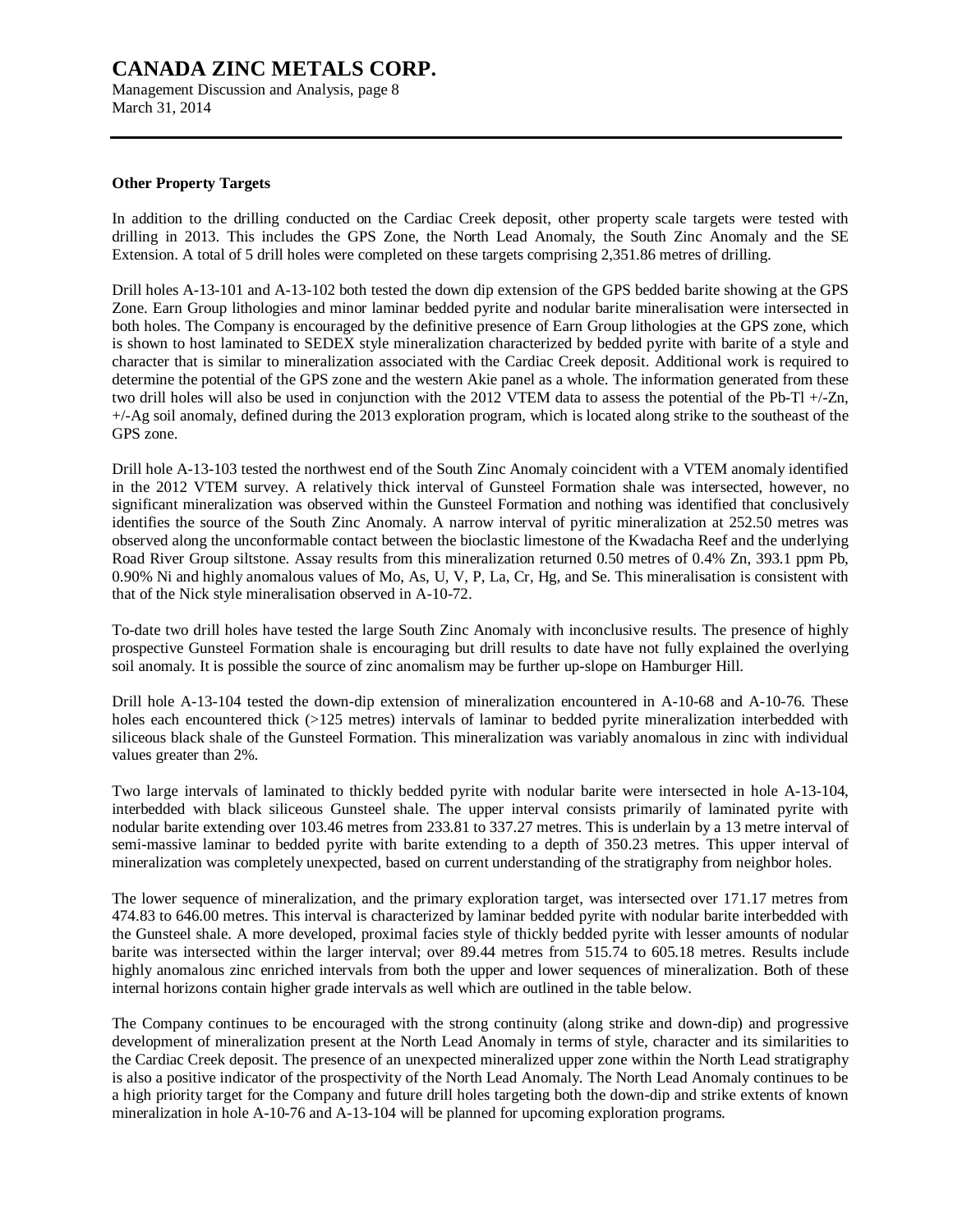#### Other Property Targets

In addition to the drilling conducted on the Cardiac Creek deposit, other property scale targets were tested with drilling in 2013. This includes the GPS Zone, the North Lead Anomaly, the South Zinc Anomaly and the SE Extension. A total of 5 drill holes were completed on these targets comprising 2,351.86 metres of drilling.

Drill holes A-13-101 and A-13-102 both tested the down dip extension of the GPS bedded barite showing at the GPS Zone. Earn Group lithologies and minor laminar bedded pyrite and nodular barite mineralisation were intersected in both holes. The Company is encouraged by the definitive presence of Earn Group lithologies at the GPS zone, which is shown to host laminated to SEDEX style mineralization characterized by bedded pyrite with barite of a style and character that is similar to mineralization associated with the Cardiac Creek deposit. Additional work is required to determine the potential of the GPS zone and the western Akie panel as a whole. The information generated from these two drill holes will also be used in conjunction with the 2012 VTEM data to assess the potential of the Pb-Tl +/-Zn, +/-Ag soil anomaly, defined during the 2013 exploration program, which is located along strike to the southeast of the GPS zone.

Drill hole A-13-103 tested the northwest end of the South Zinc Anomaly coincident with a VTEM anomaly identified in the 2012 VTEM survey. A relatively thick interval of Gunsteel Formation shale was intersected, however, no significant mineralization was observed within the Gunsteel Formation and nothing was identified that conclusively identifies the source of the South Zinc Anomaly. A narrow interval of pyritic mineralization at 252.50 metres was observed along the unconformable contact between the bioclastic limestone of the Kwadacha Reef and the underlying Road River Group siltstone. Assay results from this mineralization returned 0.50 metres of 0.4% Zn, 393.1 ppm Pb, 0.90% Ni and highly anomalous values of Mo, As, U, V, P, La, Cr, Hg, and Se. This mineralisation is consistent with that of the Nick style mineralisation observed in A-10-72.

To-date two drill holes have tested the large South Zinc Anomaly with inconclusive results. The presence of highly prospective Gunsteel Formation shale is encouraging but drill results to date have not fully explained the overlying soil anomaly. It is possible the source of zinc anomalism may be further up-slope on Hamburger Hill.

Drill hole A-13-104 tested the down-dip extension of mineralization encountered in A-10-68 and A-10-76. These holes each encountered thick (>125 metres) intervals of laminar to bedded pyrite mineralization interbedded with siliceous black shale of the Gunsteel Formation. This mineralization was variably anomalous in zinc with individual values greater than 2%.

Two large intervals of laminated to thickly bedded pyrite with nodular barite were intersected in hole A-13-104, interbedded with black siliceous Gunsteel shale. The upper interval consists primarily of laminated pyrite with nodular barite extending over 103.46 metres from 233.81 to 337.27 metres. This is underlain by a 13 metre interval of semi-massive laminar to bedded pyrite with barite extending to a depth of 350.23 metres. This upper interval of mineralization was completely unexpected, based on current understanding of the stratigraphy from neighbor holes.

The lower sequence of mineralization, and the primary exploration target, was intersected over 171.17 metres from 474.83 to 646.00 metres. This interval is characterized by laminar bedded pyrite with nodular barite interbedded with the Gunsteel shale. A more developed, proximal facies style of thickly bedded pyrite with lesser amounts of nodular barite was intersected within the larger interval; over 89.44 metres from 515.74 to 605.18 metres. Results include highly anomalous zinc enriched intervals from both the upper and lower sequences of mineralization. Both of these internal horizons contain higher grade intervals as well which are outlined in the table below.

The Company continues to be encouraged with the strong continuity (along strike and down-dip) and progressive development of mineralization present at the North Lead Anomaly in terms of style, character and its similarities to the Cardiac Creek deposit. The presence of an unexpected mineralized upper zone within the North Lead stratigraphy is also a positive indicator of the prospectivity of the North Lead Anomaly. The North Lead Anomaly continues to be a high priority target for the Company and future drill holes targeting both the down-dip and strike extents of known mineralization in hole A-10-76 and A-13-104 will be planned for upcoming exploration programs.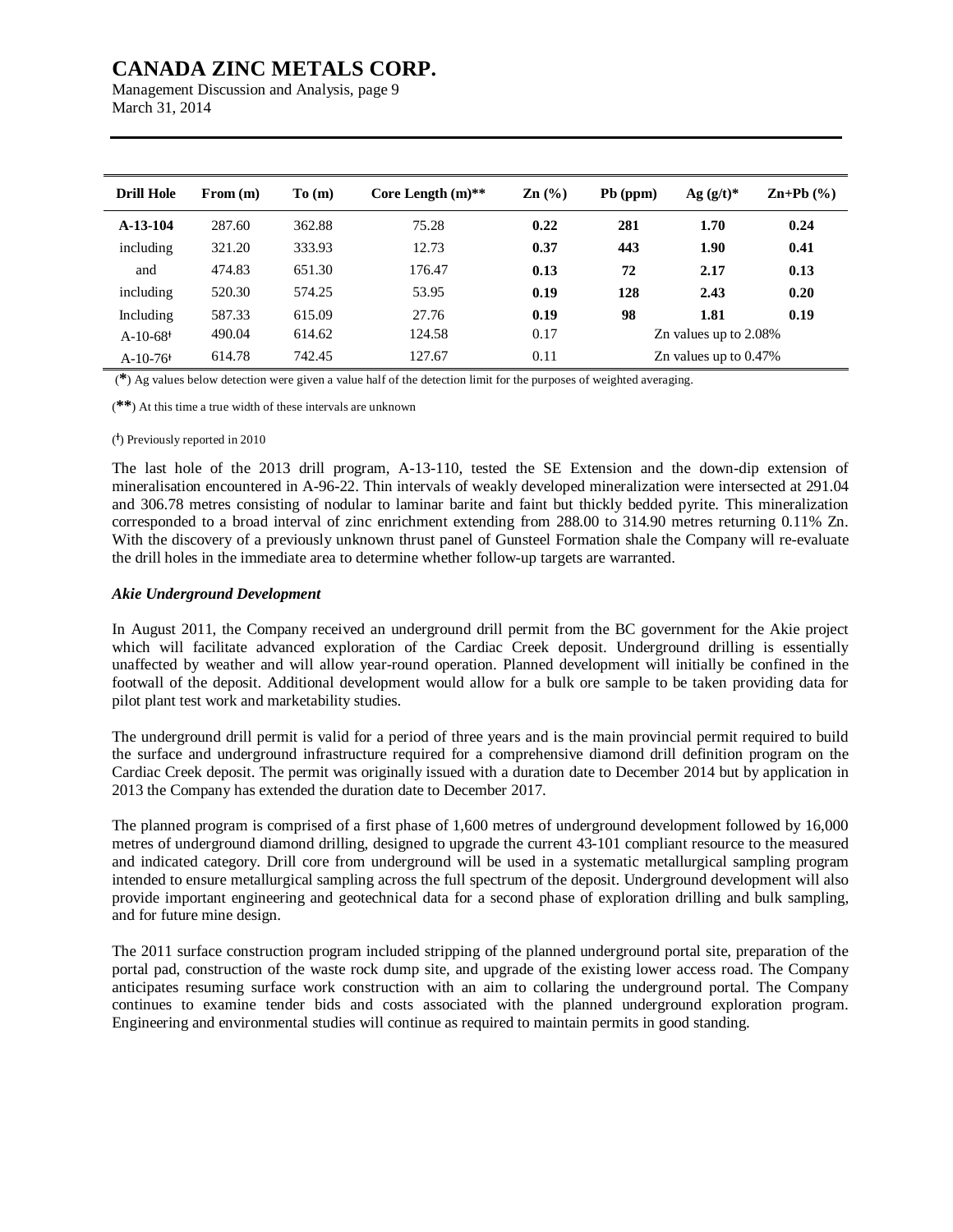| Drill Hole | From (m) | To (m) | Core Length (m)** | Zn (%) | Pb (ppm) | Ag (g/t)* | Zn+Pb (%) |
|---|---|---|---|---|---|---|---|
| **A-13-104** | 287.60 | 362.88 | 75.28 | **0.22** | **281** | **1.70** | **0.24** |
| including | 321.20 | 333.93 | 12.73 | **0.37** | **443** | **1.90** | **0.41** |
| and | 474.83 | 651.30 | 176.47 | **0.13** | **72** | **2.17** | **0.13** |
| including | 520.30 | 574.25 | 53.95 | **0.19** | **128** | **2.43** | **0.20** |
| Including | 587.33 | 615.09 | 27.76 | **0.19** | **98** | **1.81** | **0.19** |
| A-10-68ᵗ | 490.04 | 614.62 | 124.58 | 0.17 | Zn values up to 2.08% | | |
| A-10-76ᵗ | 614.78 | 742.45 | 127.67 | 0.11 | Zn values up to 0.47% | | |

(**\***) Ag values below detection were given a value half of the detection limit for the purposes of weighted averaging.

(**\*\***) At this time a true width of these intervals are unknown

(ᵗ) Previously reported in 2010

The last hole of the 2013 drill program, A-13-110, tested the SE Extension and the down-dip extension of mineralisation encountered in A-96-22. Thin intervals of weakly developed mineralization were intersected at 291.04 and 306.78 metres consisting of nodular to laminar barite and faint but thickly bedded pyrite. This mineralization corresponded to a broad interval of zinc enrichment extending from 288.00 to 314.90 metres returning 0.11% Zn. With the discovery of a previously unknown thrust panel of Gunsteel Formation shale the Company will re-evaluate the drill holes in the immediate area to determine whether follow-up targets are warranted.

***Akie Underground Development***

In August 2011, the Company received an underground drill permit from the BC government for the Akie project which will facilitate advanced exploration of the Cardiac Creek deposit. Underground drilling is essentially unaffected by weather and will allow year-round operation. Planned development will initially be confined in the footwall of the deposit. Additional development would allow for a bulk ore sample to be taken providing data for pilot plant test work and marketability studies.

The underground drill permit is valid for a period of three years and is the main provincial permit required to build the surface and underground infrastructure required for a comprehensive diamond drill definition program on the Cardiac Creek deposit. The permit was originally issued with a duration date to December 2014 but by application in 2013 the Company has extended the duration date to December 2017.

The planned program is comprised of a first phase of 1,600 metres of underground development followed by 16,000 metres of underground diamond drilling, designed to upgrade the current 43-101 compliant resource to the measured and indicated category. Drill core from underground will be used in a systematic metallurgical sampling program intended to ensure metallurgical sampling across the full spectrum of the deposit. Underground development will also provide important engineering and geotechnical data for a second phase of exploration drilling and bulk sampling, and for future mine design.

The 2011 surface construction program included stripping of the planned underground portal site, preparation of the portal pad, construction of the waste rock dump site, and upgrade of the existing lower access road. The Company anticipates resuming surface work construction with an aim to collaring the underground portal. The Company continues to examine tender bids and costs associated with the planned underground exploration program. Engineering and environmental studies will continue as required to maintain permits in good standing.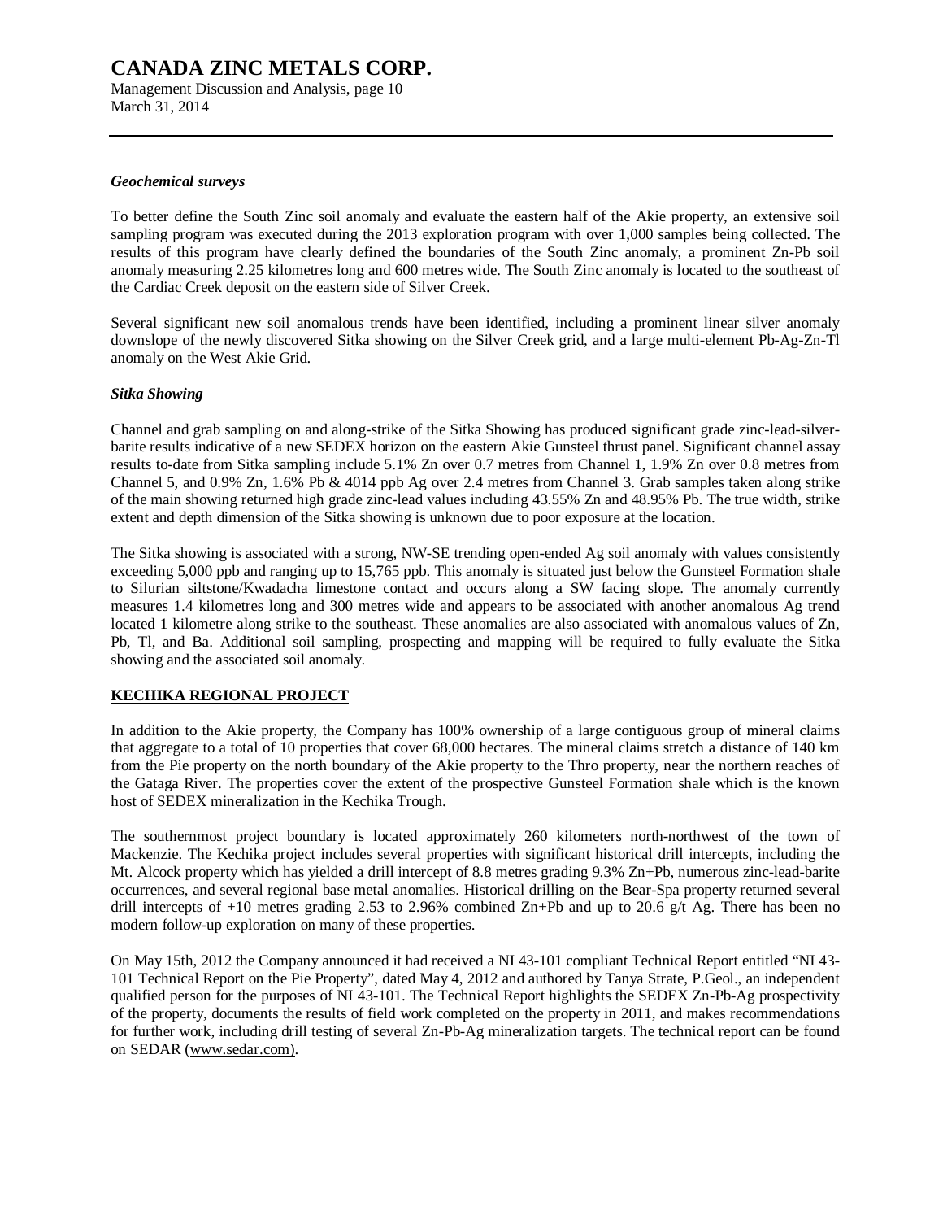### *Geochemical surveys*

To better define the South Zinc soil anomaly and evaluate the eastern half of the Akie property, an extensive soil sampling program was executed during the 2013 exploration program with over 1,000 samples being collected. The results of this program have clearly defined the boundaries of the South Zinc anomaly, a prominent Zn-Pb soil anomaly measuring 2.25 kilometres long and 600 metres wide. The South Zinc anomaly is located to the southeast of the Cardiac Creek deposit on the eastern side of Silver Creek.

Several significant new soil anomalous trends have been identified, including a prominent linear silver anomaly downslope of the newly discovered Sitka showing on the Silver Creek grid, and a large multi-element Pb-Ag-Zn-Tl anomaly on the West Akie Grid.

### *Sitka Showing*

Channel and grab sampling on and along-strike of the Sitka Showing has produced significant grade zinc-lead-silver-barite results indicative of a new SEDEX horizon on the eastern Akie Gunsteel thrust panel. Significant channel assay results to-date from Sitka sampling include 5.1% Zn over 0.7 metres from Channel 1, 1.9% Zn over 0.8 metres from Channel 5, and 0.9% Zn, 1.6% Pb & 4014 ppb Ag over 2.4 metres from Channel 3. Grab samples taken along strike of the main showing returned high grade zinc-lead values including 43.55% Zn and 48.95% Pb. The true width, strike extent and depth dimension of the Sitka showing is unknown due to poor exposure at the location.

The Sitka showing is associated with a strong, NW-SE trending open-ended Ag soil anomaly with values consistently exceeding 5,000 ppb and ranging up to 15,765 ppb. This anomaly is situated just below the Gunsteel Formation shale to Silurian siltstone/Kwadacha limestone contact and occurs along a SW facing slope. The anomaly currently measures 1.4 kilometres long and 300 metres wide and appears to be associated with another anomalous Ag trend located 1 kilometre along strike to the southeast. These anomalies are also associated with anomalous values of Zn, Pb, Tl, and Ba. Additional soil sampling, prospecting and mapping will be required to fully evaluate the Sitka showing and the associated soil anomaly.

## KECHIKA REGIONAL PROJECT

In addition to the Akie property, the Company has 100% ownership of a large contiguous group of mineral claims that aggregate to a total of 10 properties that cover 68,000 hectares. The mineral claims stretch a distance of 140 km from the Pie property on the north boundary of the Akie property to the Thro property, near the northern reaches of the Gataga River. The properties cover the extent of the prospective Gunsteel Formation shale which is the known host of SEDEX mineralization in the Kechika Trough.

The southernmost project boundary is located approximately 260 kilometers north-northwest of the town of Mackenzie. The Kechika project includes several properties with significant historical drill intercepts, including the Mt. Alcock property which has yielded a drill intercept of 8.8 metres grading 9.3% Zn+Pb, numerous zinc-lead-barite occurrences, and several regional base metal anomalies. Historical drilling on the Bear-Spa property returned several drill intercepts of +10 metres grading 2.53 to 2.96% combined Zn+Pb and up to 20.6 g/t Ag. There has been no modern follow-up exploration on many of these properties.

On May 15th, 2012 the Company announced it had received a NI 43-101 compliant Technical Report entitled "NI 43-101 Technical Report on the Pie Property", dated May 4, 2012 and authored by Tanya Strate, P.Geol., an independent qualified person for the purposes of NI 43-101. The Technical Report highlights the SEDEX Zn-Pb-Ag prospectivity of the property, documents the results of field work completed on the property in 2011, and makes recommendations for further work, including drill testing of several Zn-Pb-Ag mineralization targets. The technical report can be found on SEDAR (www.sedar.com).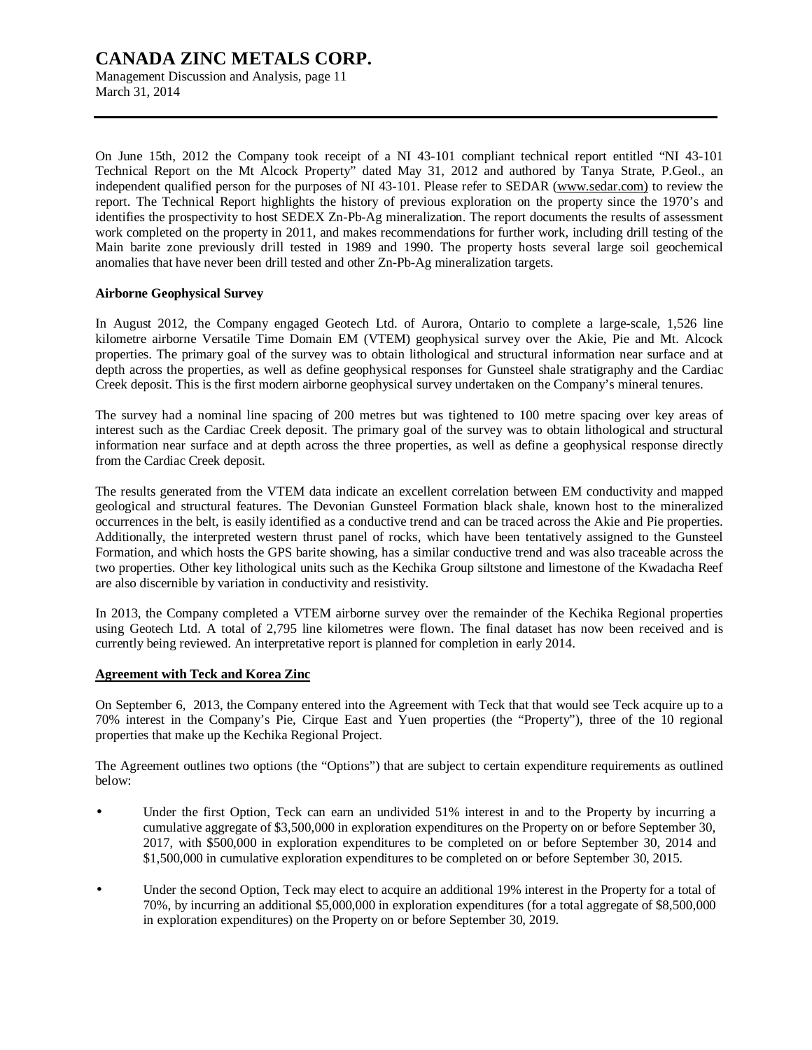On June 15th, 2012 the Company took receipt of a NI 43-101 compliant technical report entitled "NI 43-101 Technical Report on the Mt Alcock Property" dated May 31, 2012 and authored by Tanya Strate, P.Geol., an independent qualified person for the purposes of NI 43-101. Please refer to SEDAR (www.sedar.com) to review the report. The Technical Report highlights the history of previous exploration on the property since the 1970's and identifies the prospectivity to host SEDEX Zn-Pb-Ag mineralization. The report documents the results of assessment work completed on the property in 2011, and makes recommendations for further work, including drill testing of the Main barite zone previously drill tested in 1989 and 1990. The property hosts several large soil geochemical anomalies that have never been drill tested and other Zn-Pb-Ag mineralization targets.

**Airborne Geophysical Survey**

In August 2012, the Company engaged Geotech Ltd. of Aurora, Ontario to complete a large-scale, 1,526 line kilometre airborne Versatile Time Domain EM (VTEM) geophysical survey over the Akie, Pie and Mt. Alcock properties. The primary goal of the survey was to obtain lithological and structural information near surface and at depth across the properties, as well as define geophysical responses for Gunsteel shale stratigraphy and the Cardiac Creek deposit. This is the first modern airborne geophysical survey undertaken on the Company's mineral tenures.

The survey had a nominal line spacing of 200 metres but was tightened to 100 metre spacing over key areas of interest such as the Cardiac Creek deposit. The primary goal of the survey was to obtain lithological and structural information near surface and at depth across the three properties, as well as define a geophysical response directly from the Cardiac Creek deposit.

The results generated from the VTEM data indicate an excellent correlation between EM conductivity and mapped geological and structural features. The Devonian Gunsteel Formation black shale, known host to the mineralized occurrences in the belt, is easily identified as a conductive trend and can be traced across the Akie and Pie properties. Additionally, the interpreted western thrust panel of rocks, which have been tentatively assigned to the Gunsteel Formation, and which hosts the GPS barite showing, has a similar conductive trend and was also traceable across the two properties. Other key lithological units such as the Kechika Group siltstone and limestone of the Kwadacha Reef are also discernible by variation in conductivity and resistivity.

In 2013, the Company completed a VTEM airborne survey over the remainder of the Kechika Regional properties using Geotech Ltd. A total of 2,795 line kilometres were flown. The final dataset has now been received and is currently being reviewed. An interpretative report is planned for completion in early 2014.

**Agreement with Teck and Korea Zinc**

On September 6, 2013, the Company entered into the Agreement with Teck that that would see Teck acquire up to a 70% interest in the Company's Pie, Cirque East and Yuen properties (the "Property"), three of the 10 regional properties that make up the Kechika Regional Project.

The Agreement outlines two options (the "Options") that are subject to certain expenditure requirements as outlined below:

- Under the first Option, Teck can earn an undivided 51% interest in and to the Property by incurring a cumulative aggregate of $3,500,000 in exploration expenditures on the Property on or before September 30, 2017, with $500,000 in exploration expenditures to be completed on or before September 30, 2014 and $1,500,000 in cumulative exploration expenditures to be completed on or before September 30, 2015.
- Under the second Option, Teck may elect to acquire an additional 19% interest in the Property for a total of 70%, by incurring an additional $5,000,000 in exploration expenditures (for a total aggregate of $8,500,000 in exploration expenditures) on the Property on or before September 30, 2019.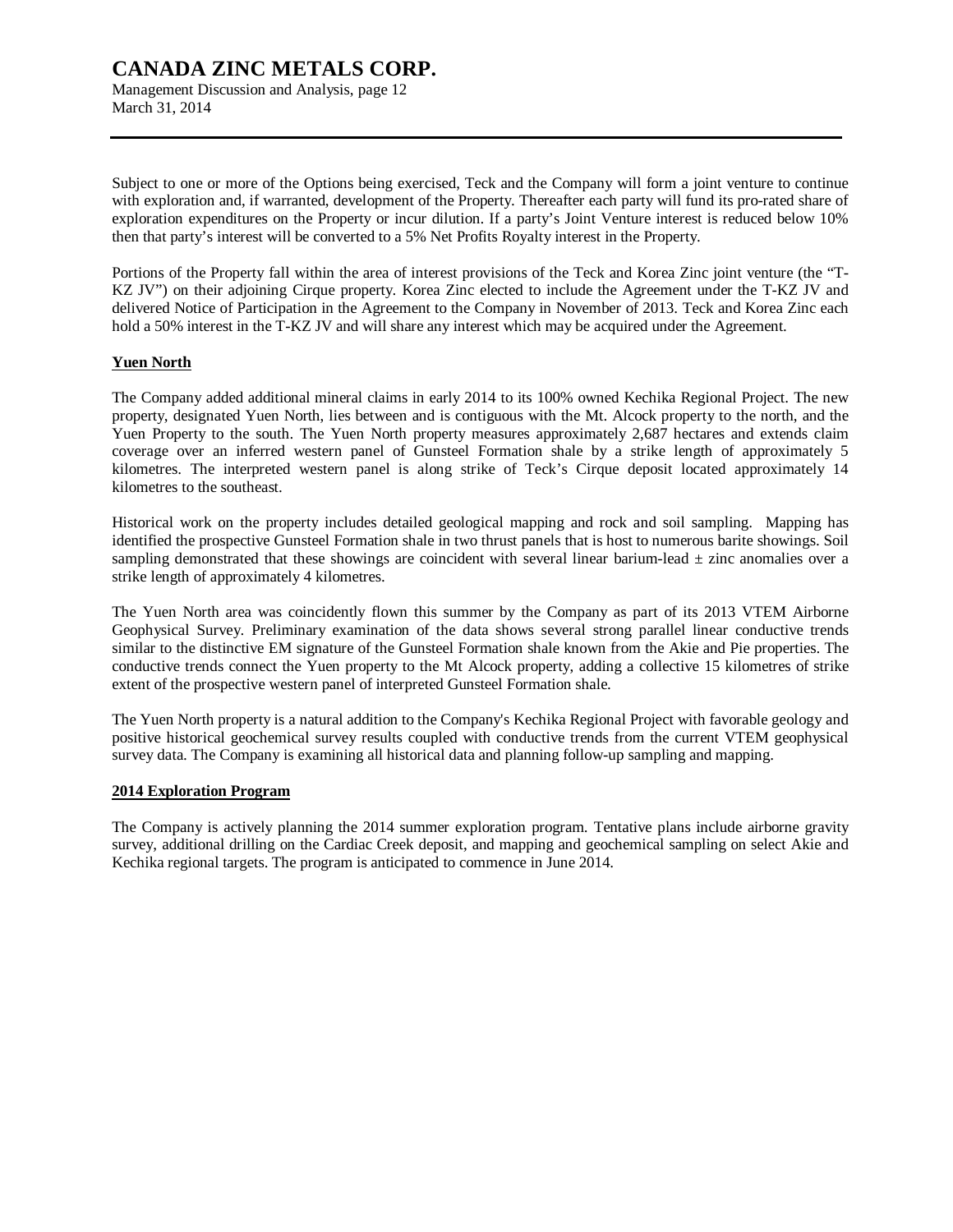Subject to one or more of the Options being exercised, Teck and the Company will form a joint venture to continue with exploration and, if warranted, development of the Property. Thereafter each party will fund its pro-rated share of exploration expenditures on the Property or incur dilution. If a party's Joint Venture interest is reduced below 10% then that party's interest will be converted to a 5% Net Profits Royalty interest in the Property.

Portions of the Property fall within the area of interest provisions of the Teck and Korea Zinc joint venture (the "T-KZ JV") on their adjoining Cirque property. Korea Zinc elected to include the Agreement under the T-KZ JV and delivered Notice of Participation in the Agreement to the Company in November of 2013. Teck and Korea Zinc each hold a 50% interest in the T-KZ JV and will share any interest which may be acquired under the Agreement.

**Yuen North**

The Company added additional mineral claims in early 2014 to its 100% owned Kechika Regional Project. The new property, designated Yuen North, lies between and is contiguous with the Mt. Alcock property to the north, and the Yuen Property to the south. The Yuen North property measures approximately 2,687 hectares and extends claim coverage over an inferred western panel of Gunsteel Formation shale by a strike length of approximately 5 kilometres. The interpreted western panel is along strike of Teck's Cirque deposit located approximately 14 kilometres to the southeast.

Historical work on the property includes detailed geological mapping and rock and soil sampling. Mapping has identified the prospective Gunsteel Formation shale in two thrust panels that is host to numerous barite showings. Soil sampling demonstrated that these showings are coincident with several linear barium-lead ± zinc anomalies over a strike length of approximately 4 kilometres.

The Yuen North area was coincidently flown this summer by the Company as part of its 2013 VTEM Airborne Geophysical Survey. Preliminary examination of the data shows several strong parallel linear conductive trends similar to the distinctive EM signature of the Gunsteel Formation shale known from the Akie and Pie properties. The conductive trends connect the Yuen property to the Mt Alcock property, adding a collective 15 kilometres of strike extent of the prospective western panel of interpreted Gunsteel Formation shale.

The Yuen North property is a natural addition to the Company's Kechika Regional Project with favorable geology and positive historical geochemical survey results coupled with conductive trends from the current VTEM geophysical survey data. The Company is examining all historical data and planning follow-up sampling and mapping.

**2014 Exploration Program**

The Company is actively planning the 2014 summer exploration program. Tentative plans include airborne gravity survey, additional drilling on the Cardiac Creek deposit, and mapping and geochemical sampling on select Akie and Kechika regional targets. The program is anticipated to commence in June 2014.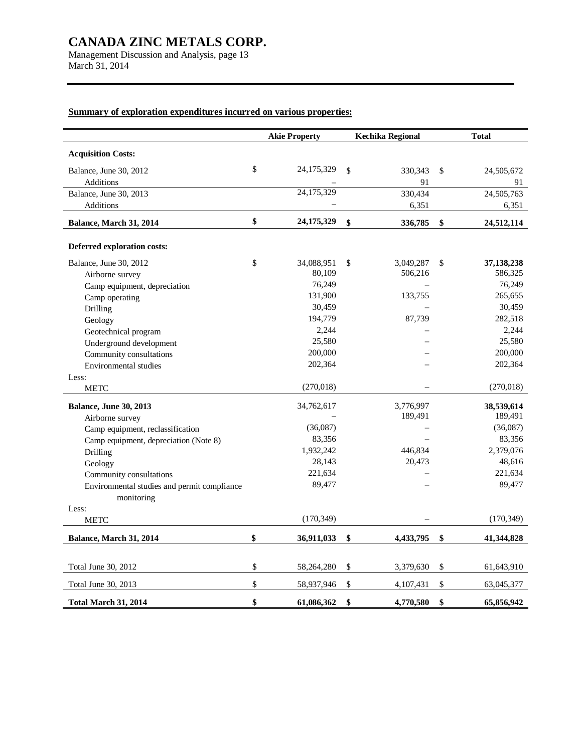# CANADA ZINC METALS CORP.

Management Discussion and Analysis, page 13
March 31, 2014

**Summary of exploration expenditures incurred on various properties:**

| | Akie Property | Kechika Regional | Total |
|---|---|---|---|
| **Acquisition Costs:** | | | |
| Balance, June 30, 2012 | $ 24,175,329 | $ 330,343 | $ 24,505,672 |
| Additions | – | 91 | 91 |
| Balance, June 30, 2013 | 24,175,329 | 330,434 | 24,505,763 |
| Additions | – | 6,351 | 6,351 |
| **Balance, March 31, 2014** | **$ 24,175,329** | **$ 336,785** | **$ 24,512,114** |
| **Deferred exploration costs:** | | | |
| Balance, June 30, 2012 | $ 34,088,951 | $ 3,049,287 | $ **37,138,238** |
| Airborne survey | 80,109 | 506,216 | 586,325 |
| Camp equipment, depreciation | 76,249 | – | 76,249 |
| Camp operating | 131,900 | 133,755 | 265,655 |
| Drilling | 30,459 | – | 30,459 |
| Geology | 194,779 | 87,739 | 282,518 |
| Geotechnical program | 2,244 | – | 2,244 |
| Underground development | 25,580 | – | 25,580 |
| Community consultations | 200,000 | – | 200,000 |
| Environmental studies | 202,364 | – | 202,364 |
| Less: | | | |
| METC | (270,018) | – | (270,018) |
| **Balance, June 30, 2013** | 34,762,617 | 3,776,997 | **38,539,614** |
| Airborne survey | – | 189,491 | 189,491 |
| Camp equipment, reclassification | (36,087) | – | (36,087) |
| Camp equipment, depreciation (Note 8) | 83,356 | – | 83,356 |
| Drilling | 1,932,242 | 446,834 | 2,379,076 |
| Geology | 28,143 | 20,473 | 48,616 |
| Community consultations | 221,634 | – | 221,634 |
| Environmental studies and permit compliance monitoring | 89,477 | – | 89,477 |
| Less: | | | |
| METC | (170,349) | – | (170,349) |
| **Balance, March 31, 2014** | **$ 36,911,033** | **$ 4,433,795** | **$ 41,344,828** |
| Total June 30, 2012 | $ 58,264,280 | $ 3,379,630 | $ 61,643,910 |
| Total June 30, 2013 | $ 58,937,946 | $ 4,107,431 | $ 63,045,377 |
| **Total March 31, 2014** | **$ 61,086,362** | **$ 4,770,580** | **$ 65,856,942** |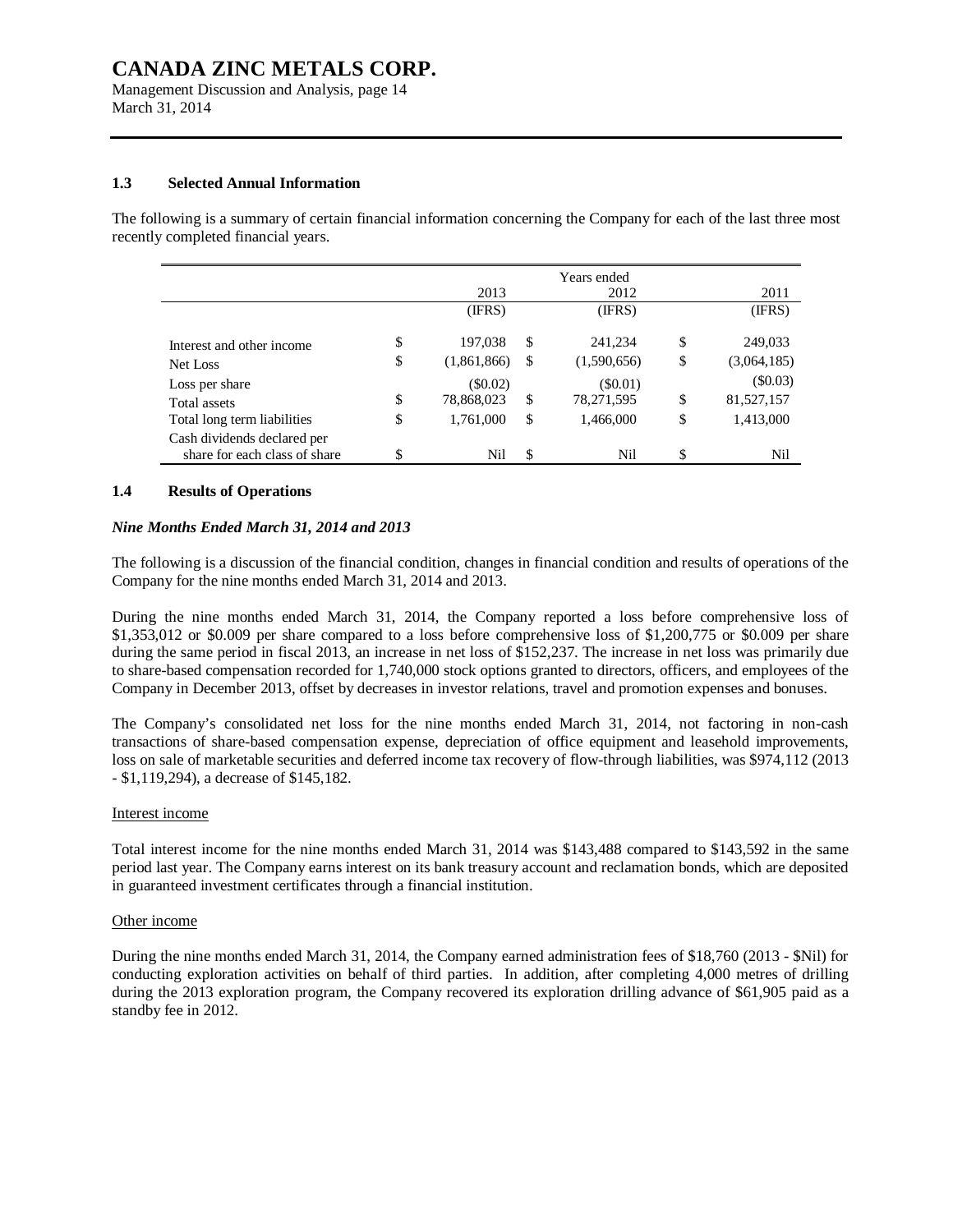### 1.3 Selected Annual Information

The following is a summary of certain financial information concerning the Company for each of the last three most recently completed financial years.

| | Years ended | | |
|---|---|---|---|
| | 2013 | 2012 | 2011 |
| | (IFRS) | (IFRS) | (IFRS) |
| Interest and other income | $ 197,038 | $ 241,234 | $ 249,033 |
| Net Loss | $ (1,861,866) | $ (1,590,656) | $ (3,064,185) |
| Loss per share | ($0.02) | ($0.01) | ($0.03) |
| Total assets | $ 78,868,023 | $ 78,271,595 | $ 81,527,157 |
| Total long term liabilities | $ 1,761,000 | $ 1,466,000 | $ 1,413,000 |
| Cash dividends declared per share for each class of share | $ Nil | $ Nil | $ Nil |

### 1.4 Results of Operations

***Nine Months Ended March 31, 2014 and 2013***

The following is a discussion of the financial condition, changes in financial condition and results of operations of the Company for the nine months ended March 31, 2014 and 2013.

During the nine months ended March 31, 2014, the Company reported a loss before comprehensive loss of $1,353,012 or $0.009 per share compared to a loss before comprehensive loss of $1,200,775 or $0.009 per share during the same period in fiscal 2013, an increase in net loss of $152,237. The increase in net loss was primarily due to share-based compensation recorded for 1,740,000 stock options granted to directors, officers, and employees of the Company in December 2013, offset by decreases in investor relations, travel and promotion expenses and bonuses.

The Company's consolidated net loss for the nine months ended March 31, 2014, not factoring in non-cash transactions of share-based compensation expense, depreciation of office equipment and leasehold improvements, loss on sale of marketable securities and deferred income tax recovery of flow-through liabilities, was $974,112 (2013 - $1,119,294), a decrease of $145,182.

Interest income

Total interest income for the nine months ended March 31, 2014 was $143,488 compared to $143,592 in the same period last year. The Company earns interest on its bank treasury account and reclamation bonds, which are deposited in guaranteed investment certificates through a financial institution.

Other income

During the nine months ended March 31, 2014, the Company earned administration fees of $18,760 (2013 - $Nil) for conducting exploration activities on behalf of third parties. In addition, after completing 4,000 metres of drilling during the 2013 exploration program, the Company recovered its exploration drilling advance of $61,905 paid as a standby fee in 2012.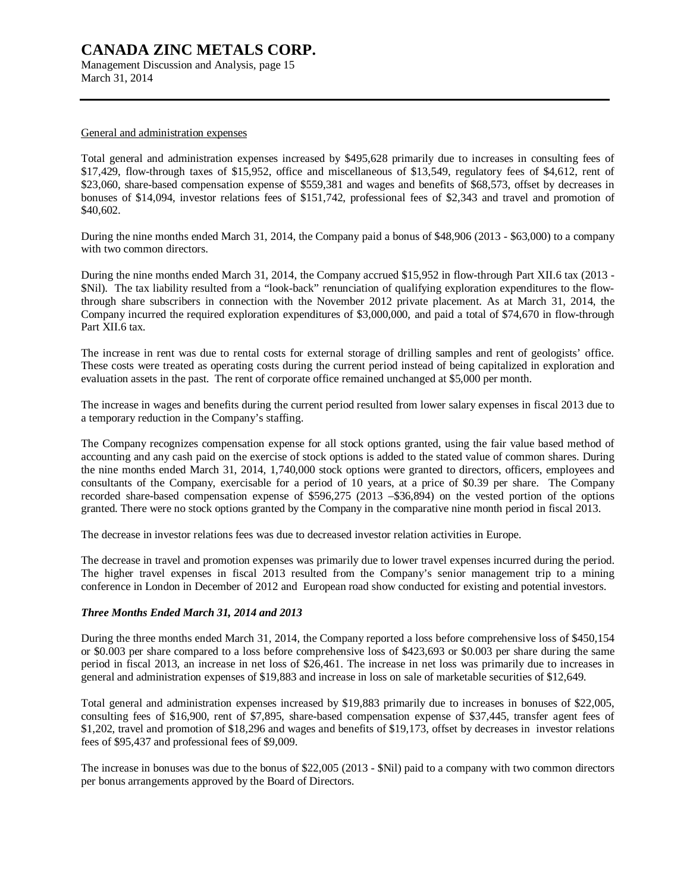General and administration expenses

Total general and administration expenses increased by $495,628 primarily due to increases in consulting fees of $17,429, flow-through taxes of $15,952, office and miscellaneous of $13,549, regulatory fees of $4,612, rent of $23,060, share-based compensation expense of $559,381 and wages and benefits of $68,573, offset by decreases in bonuses of $14,094, investor relations fees of $151,742, professional fees of $2,343 and travel and promotion of $40,602.

During the nine months ended March 31, 2014, the Company paid a bonus of $48,906 (2013 - $63,000) to a company with two common directors.

During the nine months ended March 31, 2014, the Company accrued $15,952 in flow-through Part XII.6 tax (2013 - $Nil). The tax liability resulted from a "look-back" renunciation of qualifying exploration expenditures to the flow-through share subscribers in connection with the November 2012 private placement. As at March 31, 2014, the Company incurred the required exploration expenditures of $3,000,000, and paid a total of $74,670 in flow-through Part XII.6 tax.

The increase in rent was due to rental costs for external storage of drilling samples and rent of geologists' office. These costs were treated as operating costs during the current period instead of being capitalized in exploration and evaluation assets in the past. The rent of corporate office remained unchanged at $5,000 per month.

The increase in wages and benefits during the current period resulted from lower salary expenses in fiscal 2013 due to a temporary reduction in the Company's staffing.

The Company recognizes compensation expense for all stock options granted, using the fair value based method of accounting and any cash paid on the exercise of stock options is added to the stated value of common shares. During the nine months ended March 31, 2014, 1,740,000 stock options were granted to directors, officers, employees and consultants of the Company, exercisable for a period of 10 years, at a price of $0.39 per share. The Company recorded share-based compensation expense of $596,275 (2013 –$36,894) on the vested portion of the options granted. There were no stock options granted by the Company in the comparative nine month period in fiscal 2013.

The decrease in investor relations fees was due to decreased investor relation activities in Europe.

The decrease in travel and promotion expenses was primarily due to lower travel expenses incurred during the period. The higher travel expenses in fiscal 2013 resulted from the Company's senior management trip to a mining conference in London in December of 2012 and European road show conducted for existing and potential investors.

***Three Months Ended March 31, 2014 and 2013***

During the three months ended March 31, 2014, the Company reported a loss before comprehensive loss of $450,154 or $0.003 per share compared to a loss before comprehensive loss of $423,693 or $0.003 per share during the same period in fiscal 2013, an increase in net loss of $26,461. The increase in net loss was primarily due to increases in general and administration expenses of $19,883 and increase in loss on sale of marketable securities of $12,649.

Total general and administration expenses increased by $19,883 primarily due to increases in bonuses of $22,005, consulting fees of $16,900, rent of $7,895, share-based compensation expense of $37,445, transfer agent fees of $1,202, travel and promotion of $18,296 and wages and benefits of $19,173, offset by decreases in investor relations fees of $95,437 and professional fees of $9,009.

The increase in bonuses was due to the bonus of $22,005 (2013 - $Nil) paid to a company with two common directors per bonus arrangements approved by the Board of Directors.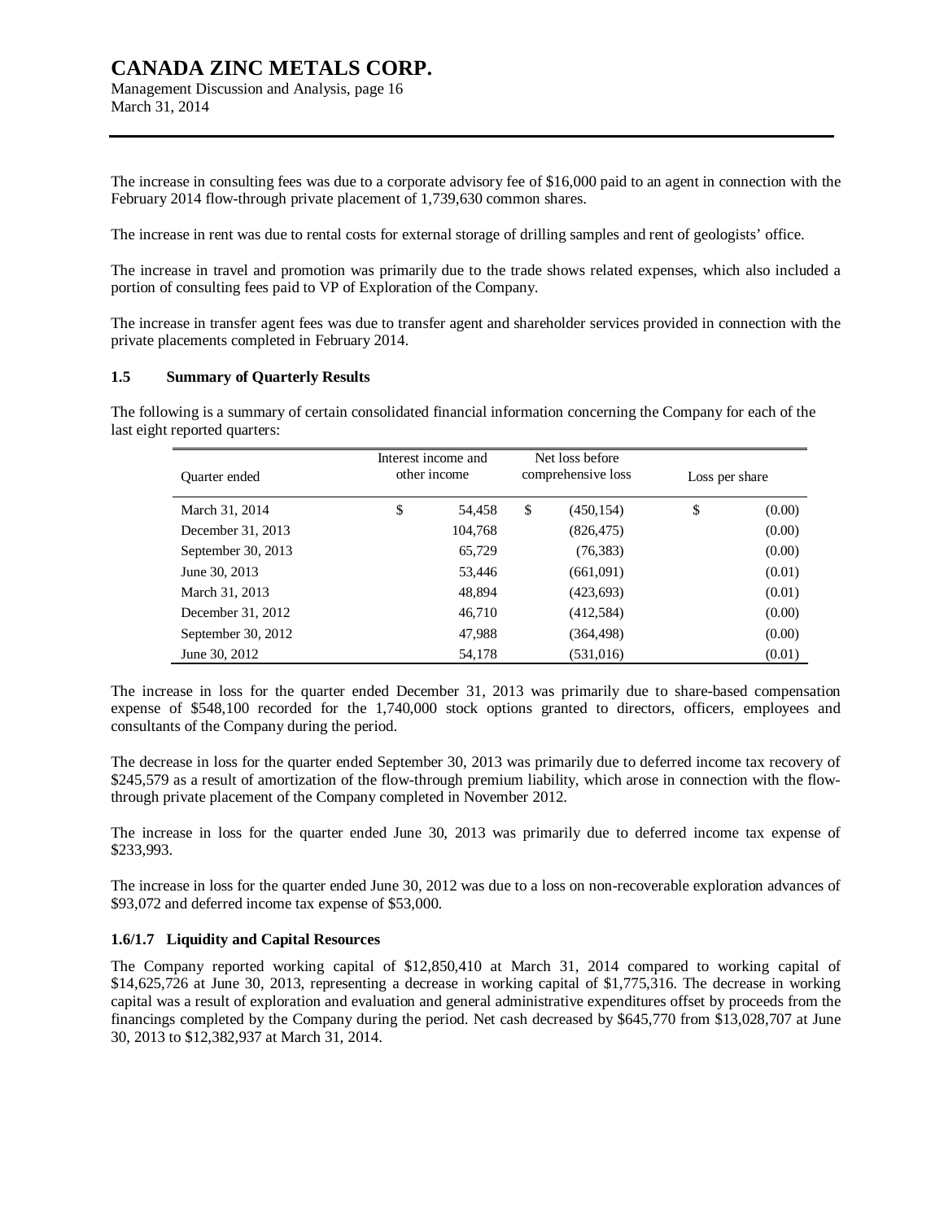The increase in consulting fees was due to a corporate advisory fee of $16,000 paid to an agent in connection with the February 2014 flow-through private placement of 1,739,630 common shares.

The increase in rent was due to rental costs for external storage of drilling samples and rent of geologists' office.

The increase in travel and promotion was primarily due to the trade shows related expenses, which also included a portion of consulting fees paid to VP of Exploration of the Company.

The increase in transfer agent fees was due to transfer agent and shareholder services provided in connection with the private placements completed in February 2014.

### 1.5 Summary of Quarterly Results

The following is a summary of certain consolidated financial information concerning the Company for each of the last eight reported quarters:

| Quarter ended | Interest income and other income | Net loss before comprehensive loss | Loss per share |
|---|---|---|---|
| March 31, 2014 | $ 54,458 | $ (450,154) | $ (0.00) |
| December 31, 2013 | 104,768 | (826,475) | (0.00) |
| September 30, 2013 | 65,729 | (76,383) | (0.00) |
| June 30, 2013 | 53,446 | (661,091) | (0.01) |
| March 31, 2013 | 48,894 | (423,693) | (0.01) |
| December 31, 2012 | 46,710 | (412,584) | (0.00) |
| September 30, 2012 | 47,988 | (364,498) | (0.00) |
| June 30, 2012 | 54,178 | (531,016) | (0.01) |

The increase in loss for the quarter ended December 31, 2013 was primarily due to share-based compensation expense of $548,100 recorded for the 1,740,000 stock options granted to directors, officers, employees and consultants of the Company during the period.

The decrease in loss for the quarter ended September 30, 2013 was primarily due to deferred income tax recovery of $245,579 as a result of amortization of the flow-through premium liability, which arose in connection with the flow-through private placement of the Company completed in November 2012.

The increase in loss for the quarter ended June 30, 2013 was primarily due to deferred income tax expense of $233,993.

The increase in loss for the quarter ended June 30, 2012 was due to a loss on non-recoverable exploration advances of $93,072 and deferred income tax expense of $53,000.

### 1.6/1.7 Liquidity and Capital Resources

The Company reported working capital of $12,850,410 at March 31, 2014 compared to working capital of $14,625,726 at June 30, 2013, representing a decrease in working capital of $1,775,316. The decrease in working capital was a result of exploration and evaluation and general administrative expenditures offset by proceeds from the financings completed by the Company during the period. Net cash decreased by $645,770 from $13,028,707 at June 30, 2013 to $12,382,937 at March 31, 2014.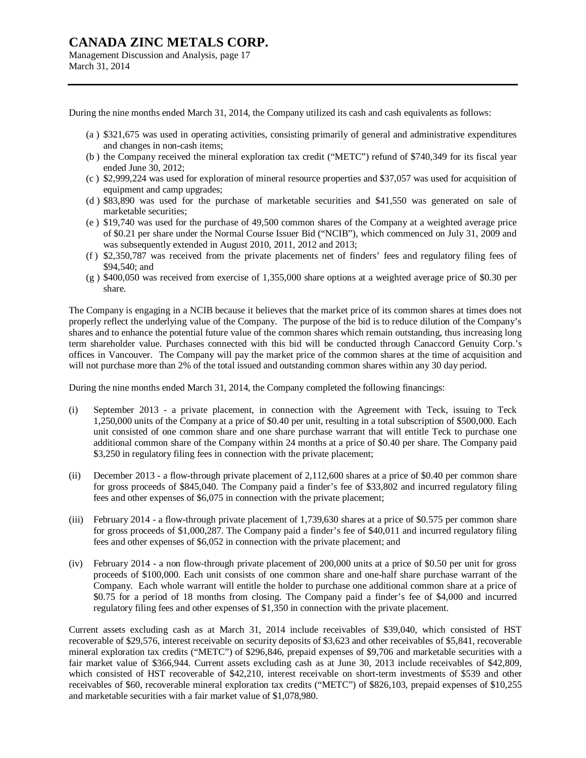During the nine months ended March 31, 2014, the Company utilized its cash and cash equivalents as follows:

(a ) $321,675 was used in operating activities, consisting primarily of general and administrative expenditures and changes in non-cash items;

(b ) the Company received the mineral exploration tax credit ("METC") refund of $740,349 for its fiscal year ended June 30, 2012;

(c ) $2,999,224 was used for exploration of mineral resource properties and $37,057 was used for acquisition of equipment and camp upgrades;

(d ) $83,890 was used for the purchase of marketable securities and $41,550 was generated on sale of marketable securities;

(e ) $19,740 was used for the purchase of 49,500 common shares of the Company at a weighted average price of $0.21 per share under the Normal Course Issuer Bid ("NCIB"), which commenced on July 31, 2009 and was subsequently extended in August 2010, 2011, 2012 and 2013;

(f ) $2,350,787 was received from the private placements net of finders' fees and regulatory filing fees of $94,540; and

(g ) $400,050 was received from exercise of 1,355,000 share options at a weighted average price of $0.30 per share.

The Company is engaging in a NCIB because it believes that the market price of its common shares at times does not properly reflect the underlying value of the Company. The purpose of the bid is to reduce dilution of the Company's shares and to enhance the potential future value of the common shares which remain outstanding, thus increasing long term shareholder value. Purchases connected with this bid will be conducted through Canaccord Genuity Corp.'s offices in Vancouver. The Company will pay the market price of the common shares at the time of acquisition and will not purchase more than 2% of the total issued and outstanding common shares within any 30 day period.

During the nine months ended March 31, 2014, the Company completed the following financings:

(i) September 2013 - a private placement, in connection with the Agreement with Teck, issuing to Teck 1,250,000 units of the Company at a price of $0.40 per unit, resulting in a total subscription of $500,000. Each unit consisted of one common share and one share purchase warrant that will entitle Teck to purchase one additional common share of the Company within 24 months at a price of $0.40 per share. The Company paid $3,250 in regulatory filing fees in connection with the private placement;

(ii) December 2013 - a flow-through private placement of 2,112,600 shares at a price of $0.40 per common share for gross proceeds of $845,040. The Company paid a finder's fee of $33,802 and incurred regulatory filing fees and other expenses of $6,075 in connection with the private placement;

(iii) February 2014 - a flow-through private placement of 1,739,630 shares at a price of $0.575 per common share for gross proceeds of $1,000,287. The Company paid a finder's fee of $40,011 and incurred regulatory filing fees and other expenses of $6,052 in connection with the private placement; and

(iv) February 2014 - a non flow-through private placement of 200,000 units at a price of $0.50 per unit for gross proceeds of $100,000. Each unit consists of one common share and one-half share purchase warrant of the Company. Each whole warrant will entitle the holder to purchase one additional common share at a price of $0.75 for a period of 18 months from closing. The Company paid a finder's fee of $4,000 and incurred regulatory filing fees and other expenses of $1,350 in connection with the private placement.

Current assets excluding cash as at March 31, 2014 include receivables of $39,040, which consisted of HST recoverable of $29,576, interest receivable on security deposits of $3,623 and other receivables of $5,841, recoverable mineral exploration tax credits ("METC") of $296,846, prepaid expenses of $9,706 and marketable securities with a fair market value of $366,944. Current assets excluding cash as at June 30, 2013 include receivables of $42,809, which consisted of HST recoverable of $42,210, interest receivable on short-term investments of $539 and other receivables of $60, recoverable mineral exploration tax credits ("METC") of $826,103, prepaid expenses of $10,255 and marketable securities with a fair market value of $1,078,980.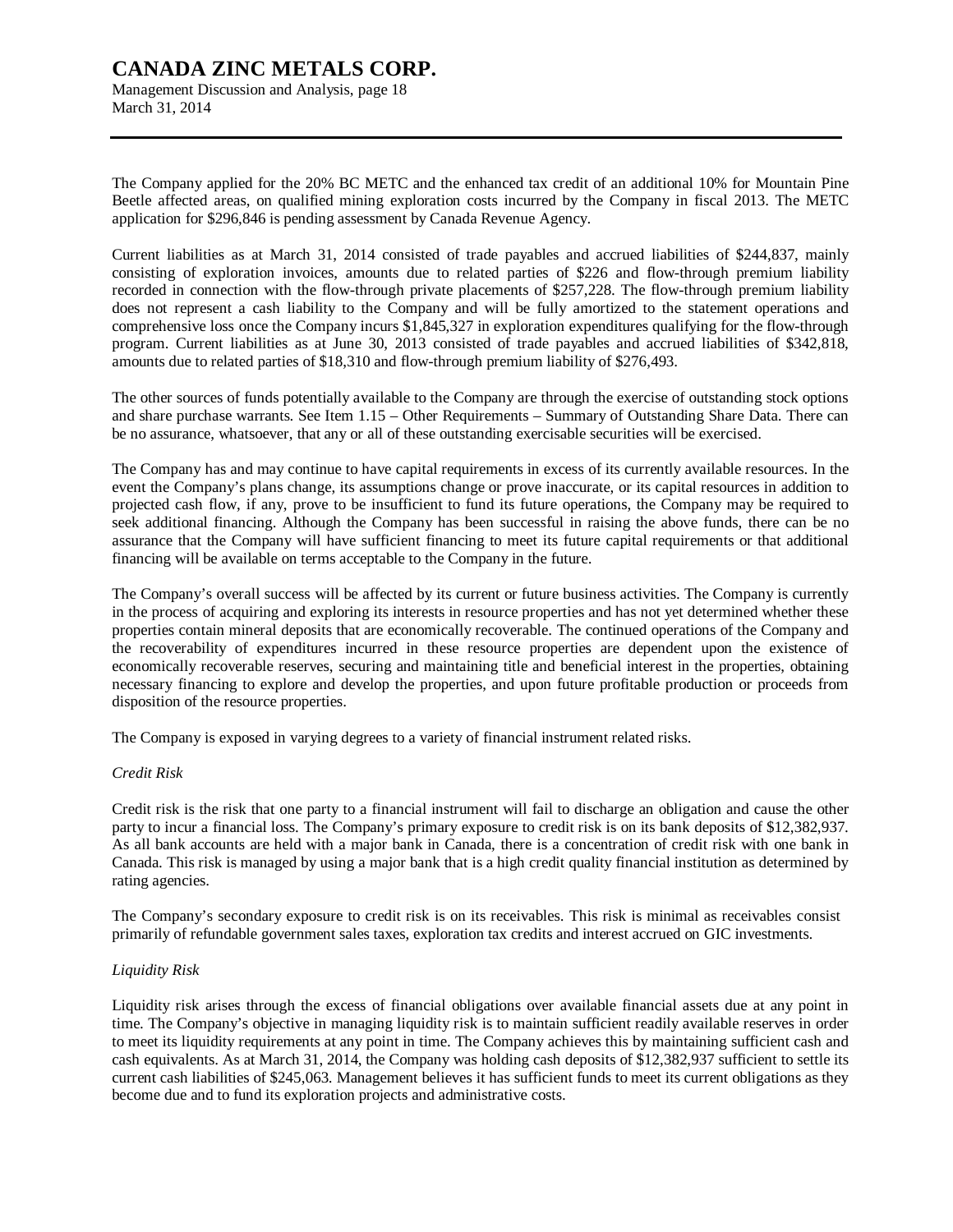The Company applied for the 20% BC METC and the enhanced tax credit of an additional 10% for Mountain Pine Beetle affected areas, on qualified mining exploration costs incurred by the Company in fiscal 2013. The METC application for $296,846 is pending assessment by Canada Revenue Agency.

Current liabilities as at March 31, 2014 consisted of trade payables and accrued liabilities of $244,837, mainly consisting of exploration invoices, amounts due to related parties of $226 and flow-through premium liability recorded in connection with the flow-through private placements of $257,228. The flow-through premium liability does not represent a cash liability to the Company and will be fully amortized to the statement operations and comprehensive loss once the Company incurs $1,845,327 in exploration expenditures qualifying for the flow-through program. Current liabilities as at June 30, 2013 consisted of trade payables and accrued liabilities of $342,818, amounts due to related parties of $18,310 and flow-through premium liability of $276,493.

The other sources of funds potentially available to the Company are through the exercise of outstanding stock options and share purchase warrants. See Item 1.15 – Other Requirements – Summary of Outstanding Share Data. There can be no assurance, whatsoever, that any or all of these outstanding exercisable securities will be exercised.

The Company has and may continue to have capital requirements in excess of its currently available resources. In the event the Company's plans change, its assumptions change or prove inaccurate, or its capital resources in addition to projected cash flow, if any, prove to be insufficient to fund its future operations, the Company may be required to seek additional financing. Although the Company has been successful in raising the above funds, there can be no assurance that the Company will have sufficient financing to meet its future capital requirements or that additional financing will be available on terms acceptable to the Company in the future.

The Company's overall success will be affected by its current or future business activities. The Company is currently in the process of acquiring and exploring its interests in resource properties and has not yet determined whether these properties contain mineral deposits that are economically recoverable. The continued operations of the Company and the recoverability of expenditures incurred in these resource properties are dependent upon the existence of economically recoverable reserves, securing and maintaining title and beneficial interest in the properties, obtaining necessary financing to explore and develop the properties, and upon future profitable production or proceeds from disposition of the resource properties.

The Company is exposed in varying degrees to a variety of financial instrument related risks.

*Credit Risk*

Credit risk is the risk that one party to a financial instrument will fail to discharge an obligation and cause the other party to incur a financial loss. The Company's primary exposure to credit risk is on its bank deposits of $12,382,937. As all bank accounts are held with a major bank in Canada, there is a concentration of credit risk with one bank in Canada. This risk is managed by using a major bank that is a high credit quality financial institution as determined by rating agencies.

The Company's secondary exposure to credit risk is on its receivables. This risk is minimal as receivables consist primarily of refundable government sales taxes, exploration tax credits and interest accrued on GIC investments.

*Liquidity Risk*

Liquidity risk arises through the excess of financial obligations over available financial assets due at any point in time. The Company's objective in managing liquidity risk is to maintain sufficient readily available reserves in order to meet its liquidity requirements at any point in time. The Company achieves this by maintaining sufficient cash and cash equivalents. As at March 31, 2014, the Company was holding cash deposits of $12,382,937 sufficient to settle its current cash liabilities of $245,063. Management believes it has sufficient funds to meet its current obligations as they become due and to fund its exploration projects and administrative costs.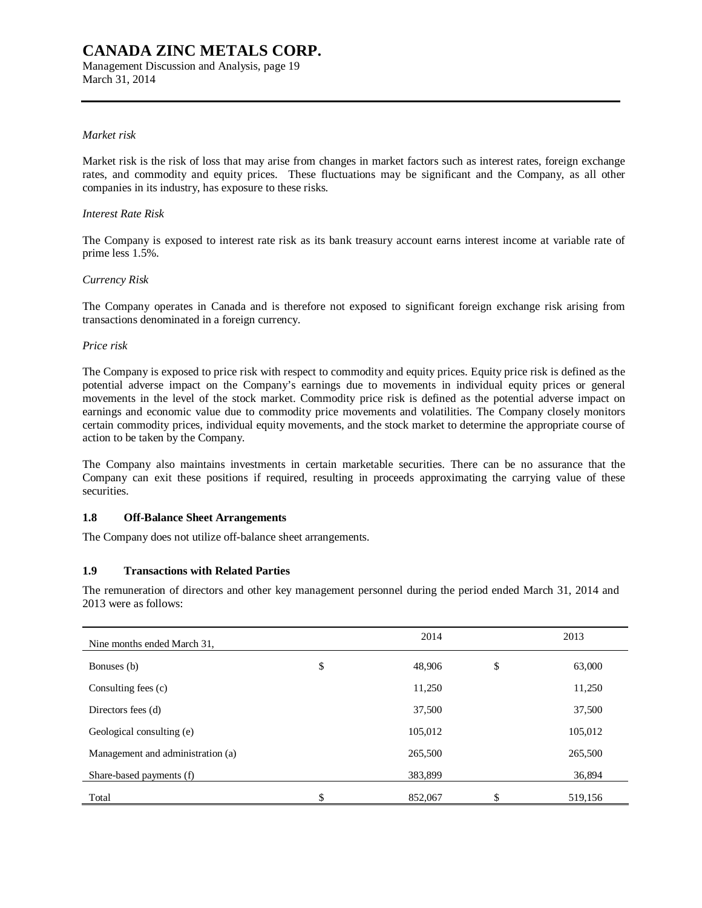*Market risk*

Market risk is the risk of loss that may arise from changes in market factors such as interest rates, foreign exchange rates, and commodity and equity prices. These fluctuations may be significant and the Company, as all other companies in its industry, has exposure to these risks.

*Interest Rate Risk*

The Company is exposed to interest rate risk as its bank treasury account earns interest income at variable rate of prime less 1.5%.

*Currency Risk*

The Company operates in Canada and is therefore not exposed to significant foreign exchange risk arising from transactions denominated in a foreign currency.

*Price risk*

The Company is exposed to price risk with respect to commodity and equity prices. Equity price risk is defined as the potential adverse impact on the Company's earnings due to movements in individual equity prices or general movements in the level of the stock market. Commodity price risk is defined as the potential adverse impact on earnings and economic value due to commodity price movements and volatilities. The Company closely monitors certain commodity prices, individual equity movements, and the stock market to determine the appropriate course of action to be taken by the Company.

The Company also maintains investments in certain marketable securities. There can be no assurance that the Company can exit these positions if required, resulting in proceeds approximating the carrying value of these securities.

### 1.8 Off-Balance Sheet Arrangements

The Company does not utilize off-balance sheet arrangements.

### 1.9 Transactions with Related Parties

The remuneration of directors and other key management personnel during the period ended March 31, 2014 and 2013 were as follows:

| Nine months ended March 31, | | 2014 | | 2013 |
|---|---|---|---|---|
| Bonuses (b) | $ | 48,906 | $ | 63,000 |
| Consulting fees (c) | | 11,250 | | 11,250 |
| Directors fees (d) | | 37,500 | | 37,500 |
| Geological consulting (e) | | 105,012 | | 105,012 |
| Management and administration (a) | | 265,500 | | 265,500 |
| Share-based payments (f) | | 383,899 | | 36,894 |
| Total | $ | 852,067 | $ | 519,156 |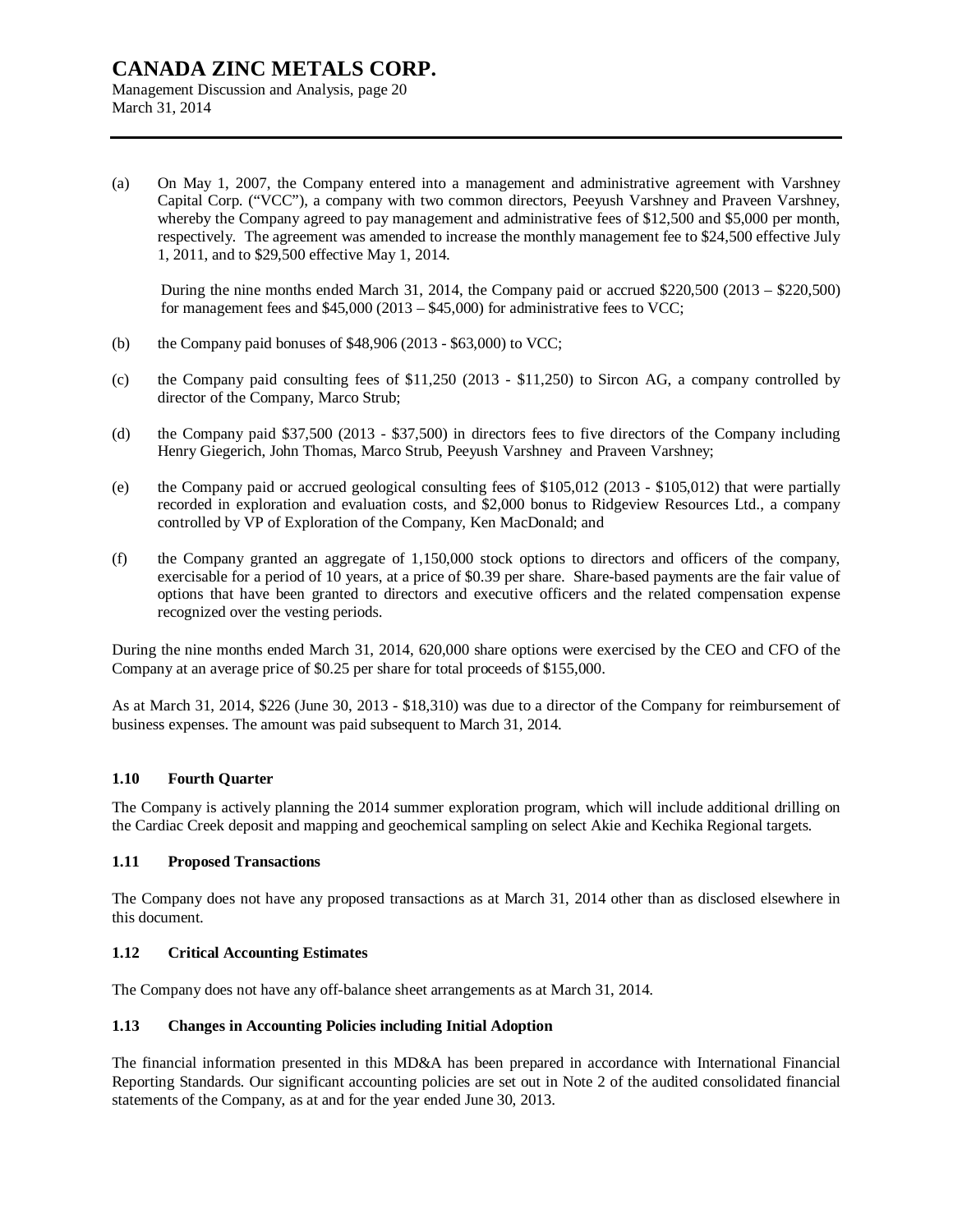(a) On May 1, 2007, the Company entered into a management and administrative agreement with Varshney Capital Corp. ("VCC"), a company with two common directors, Peeyush Varshney and Praveen Varshney, whereby the Company agreed to pay management and administrative fees of $12,500 and $5,000 per month, respectively. The agreement was amended to increase the monthly management fee to $24,500 effective July 1, 2011, and to $29,500 effective May 1, 2014.

During the nine months ended March 31, 2014, the Company paid or accrued $220,500 (2013 – $220,500) for management fees and $45,000 (2013 – $45,000) for administrative fees to VCC;

(b) the Company paid bonuses of $48,906 (2013 - $63,000) to VCC;

(c) the Company paid consulting fees of $11,250 (2013 - $11,250) to Sircon AG, a company controlled by director of the Company, Marco Strub;

(d) the Company paid $37,500 (2013 - $37,500) in directors fees to five directors of the Company including Henry Giegerich, John Thomas, Marco Strub, Peeyush Varshney and Praveen Varshney;

(e) the Company paid or accrued geological consulting fees of $105,012 (2013 - $105,012) that were partially recorded in exploration and evaluation costs, and $2,000 bonus to Ridgeview Resources Ltd., a company controlled by VP of Exploration of the Company, Ken MacDonald; and

(f) the Company granted an aggregate of 1,150,000 stock options to directors and officers of the company, exercisable for a period of 10 years, at a price of $0.39 per share. Share-based payments are the fair value of options that have been granted to directors and executive officers and the related compensation expense recognized over the vesting periods.

During the nine months ended March 31, 2014, 620,000 share options were exercised by the CEO and CFO of the Company at an average price of $0.25 per share for total proceeds of $155,000.

As at March 31, 2014, $226 (June 30, 2013 - $18,310) was due to a director of the Company for reimbursement of business expenses. The amount was paid subsequent to March 31, 2014.

### 1.10 Fourth Quarter

The Company is actively planning the 2014 summer exploration program, which will include additional drilling on the Cardiac Creek deposit and mapping and geochemical sampling on select Akie and Kechika Regional targets.

### 1.11 Proposed Transactions

The Company does not have any proposed transactions as at March 31, 2014 other than as disclosed elsewhere in this document.

### 1.12 Critical Accounting Estimates

The Company does not have any off-balance sheet arrangements as at March 31, 2014.

### 1.13 Changes in Accounting Policies including Initial Adoption

The financial information presented in this MD&A has been prepared in accordance with International Financial Reporting Standards. Our significant accounting policies are set out in Note 2 of the audited consolidated financial statements of the Company, as at and for the year ended June 30, 2013.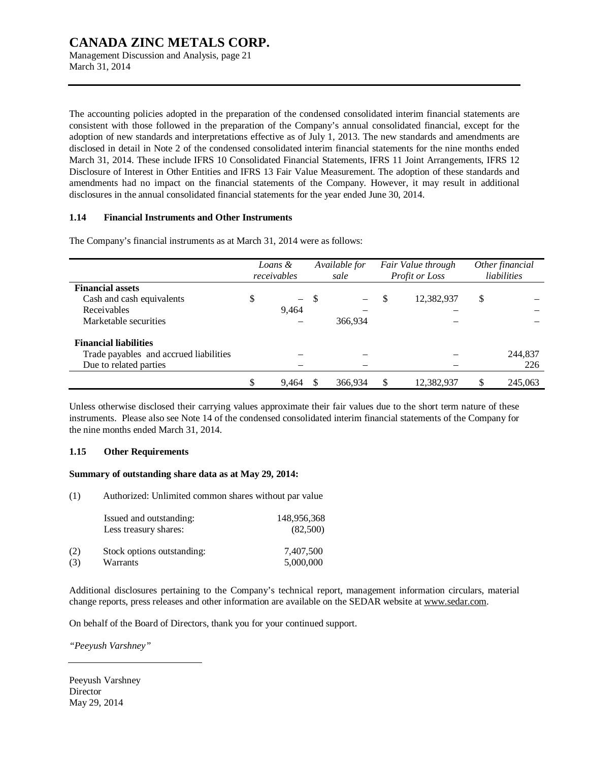The accounting policies adopted in the preparation of the condensed consolidated interim financial statements are consistent with those followed in the preparation of the Company's annual consolidated financial, except for the adoption of new standards and interpretations effective as of July 1, 2013. The new standards and amendments are disclosed in detail in Note 2 of the condensed consolidated interim financial statements for the nine months ended March 31, 2014. These include IFRS 10 Consolidated Financial Statements, IFRS 11 Joint Arrangements, IFRS 12 Disclosure of Interest in Other Entities and IFRS 13 Fair Value Measurement. The adoption of these standards and amendments had no impact on the financial statements of the Company. However, it may result in additional disclosures in the annual consolidated financial statements for the year ended June 30, 2014.

## 1.14 Financial Instruments and Other Instruments

The Company's financial instruments as at March 31, 2014 were as follows:

| | *Loans & receivables* | *Available for sale* | *Fair Value through Profit or Loss* | *Other financial liabilities* |
|---|---|---|---|---|
| **Financial assets** | | | | |
| Cash and cash equivalents | $ – | $ – | $ 12,382,937 | $ – |
| Receivables | 9,464 | – | – | – |
| Marketable securities | – | 366,934 | – | – |
| **Financial liabilities** | | | | |
| Trade payables and accrued liabilities | – | – | – | 244,837 |
| Due to related parties | – | – | – | 226 |
| | $ 9,464 | $ 366,934 | $ 12,382,937 | $ 245,063 |

Unless otherwise disclosed their carrying values approximate their fair values due to the short term nature of these instruments. Please also see Note 14 of the condensed consolidated interim financial statements of the Company for the nine months ended March 31, 2014.

## 1.15 Other Requirements

**Summary of outstanding share data as at May 29, 2014:**

(1) Authorized: Unlimited common shares without par value

| | | |
|---|---|---|
| | Issued and outstanding: | 148,956,368 |
| | Less treasury shares: | (82,500) |
| (2) | Stock options outstanding: | 7,407,500 |
| (3) | Warrants | 5,000,000 |

Additional disclosures pertaining to the Company's technical report, management information circulars, material change reports, press releases and other information are available on the SEDAR website at www.sedar.com.

On behalf of the Board of Directors, thank you for your continued support.

*"Peeyush Varshney"*

Peeyush Varshney
Director
May 29, 2014